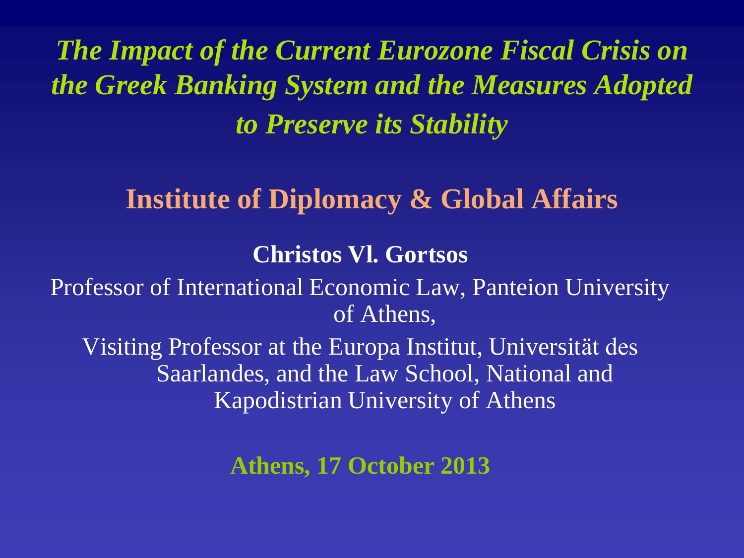# *The Impact of the Current Eurozone Fiscal Crisis on the Greek Banking System and the Measures Adopted to Preserve its Stability*

## Institute of Diplomacy & Global Affairs

**Christos Vl. Gortsos**

Professor of International Economic Law, Panteion University of Athens,

Visiting Professor at the Europa Institut, Universität des Saarlandes, and the Law School, National and Kapodistrian University of Athens

**Athens, 17 October 2013**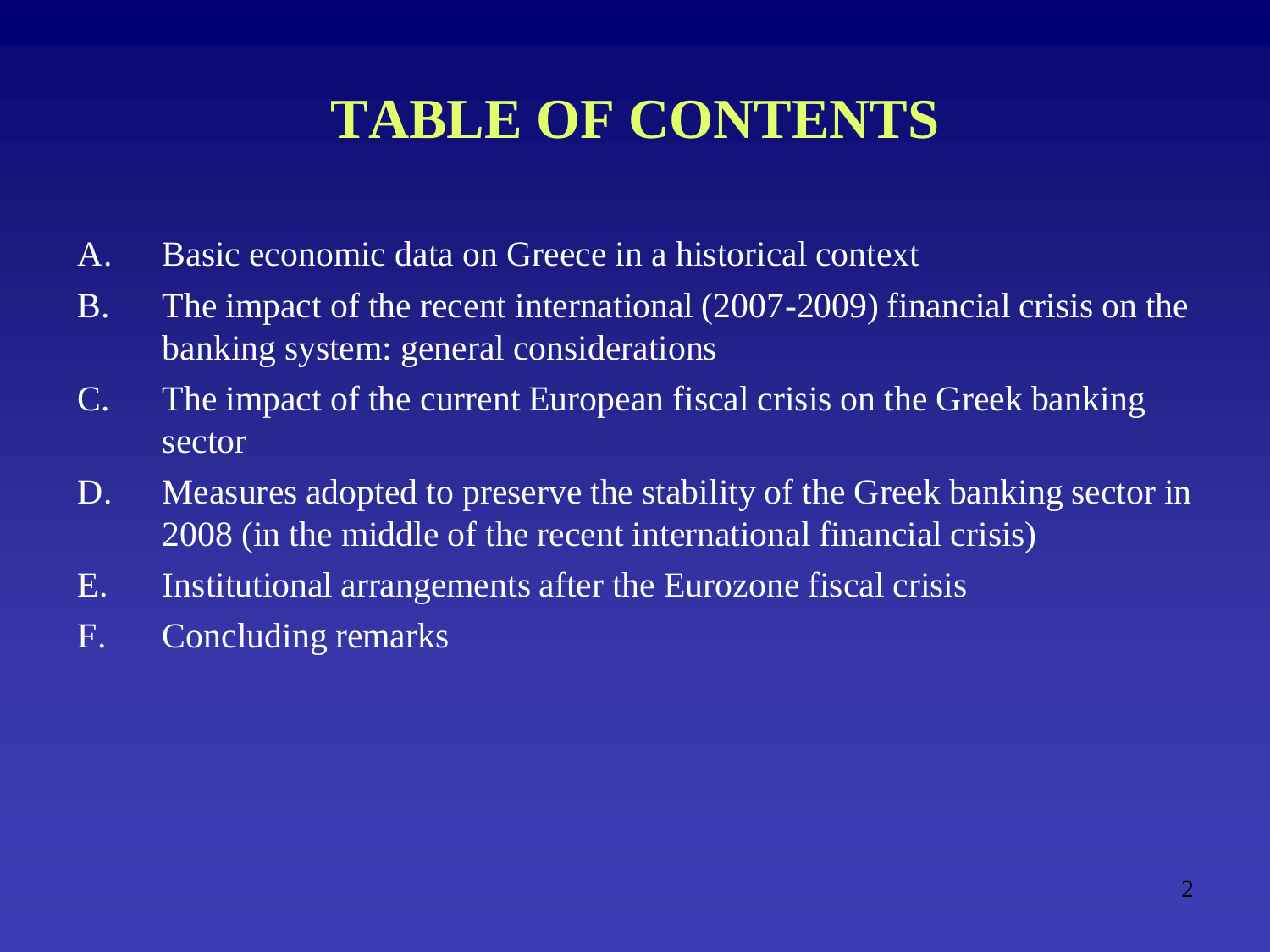# TABLE OF CONTENTS

A. Basic economic data on Greece in a historical context

B. The impact of the recent international (2007-2009) financial crisis on the banking system: general considerations

C. The impact of the current European fiscal crisis on the Greek banking sector

D. Measures adopted to preserve the stability of the Greek banking sector in 2008 (in the middle of the recent international financial crisis)

E. Institutional arrangements after the Eurozone fiscal crisis

F. Concluding remarks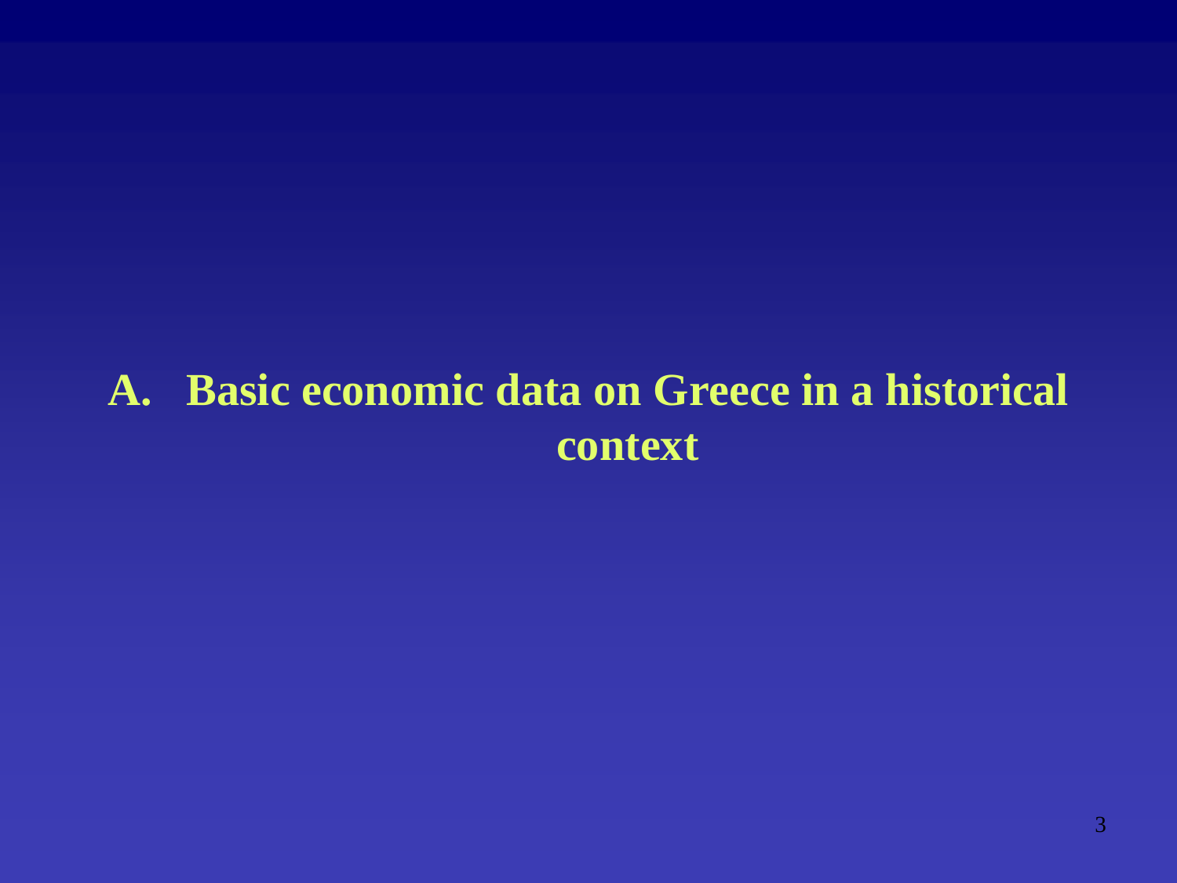# A. Basic economic data on Greece in a historical context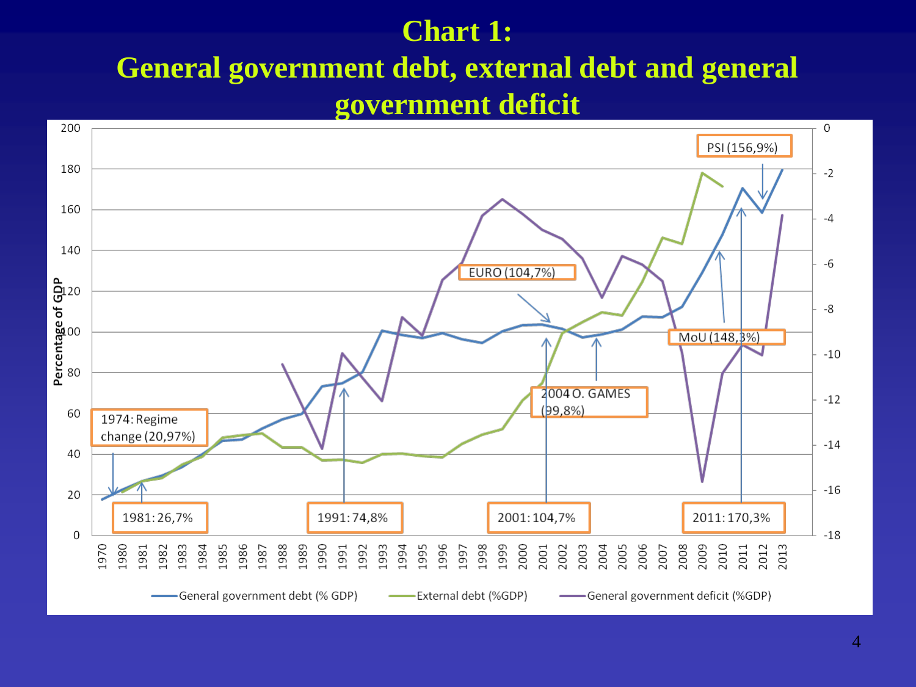# Chart 1:
# General government debt, external debt and general government deficit

Percentage of GDP

PSI (156,9%)

EURO (104,7%)

MoU (148,3%)

2004 O. GAMES (99,8%)

1974: Regime change (20,97%)

1981: 26,7%

1991: 74,8%

2001: 104,7%

2011: 170,3%

General government debt (% GDP) — External debt (%GDP) — General government deficit (%GDP)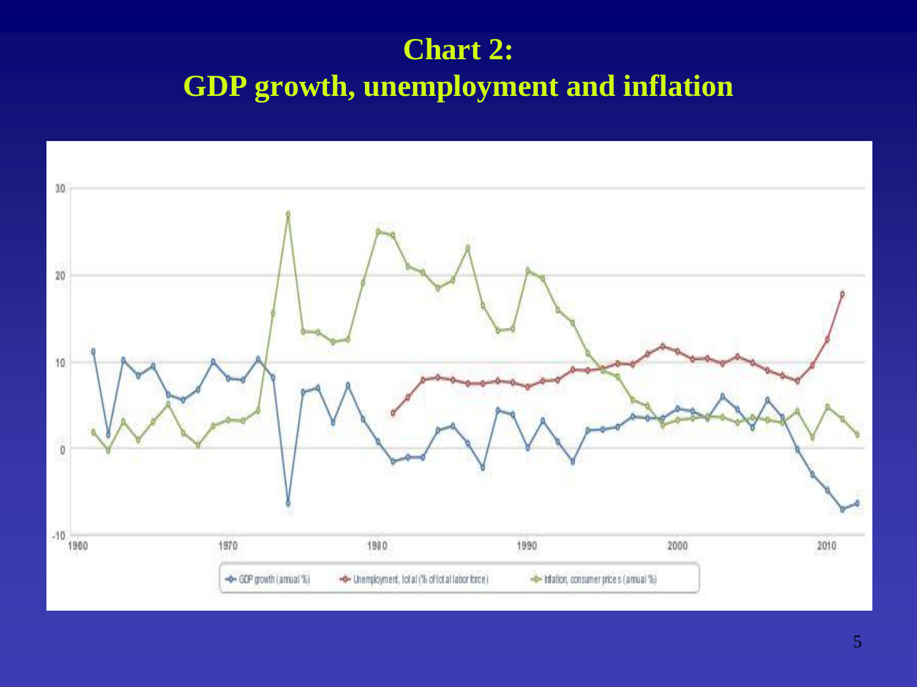# Chart 2:
# GDP growth, unemployment and inflation

30

20

10

0

-10

1960 1970 1980 1990 2000 2010

GDP growth (annual %) — Unemployment, total (% of total labor force) — Inflation, consumer prices (annual %)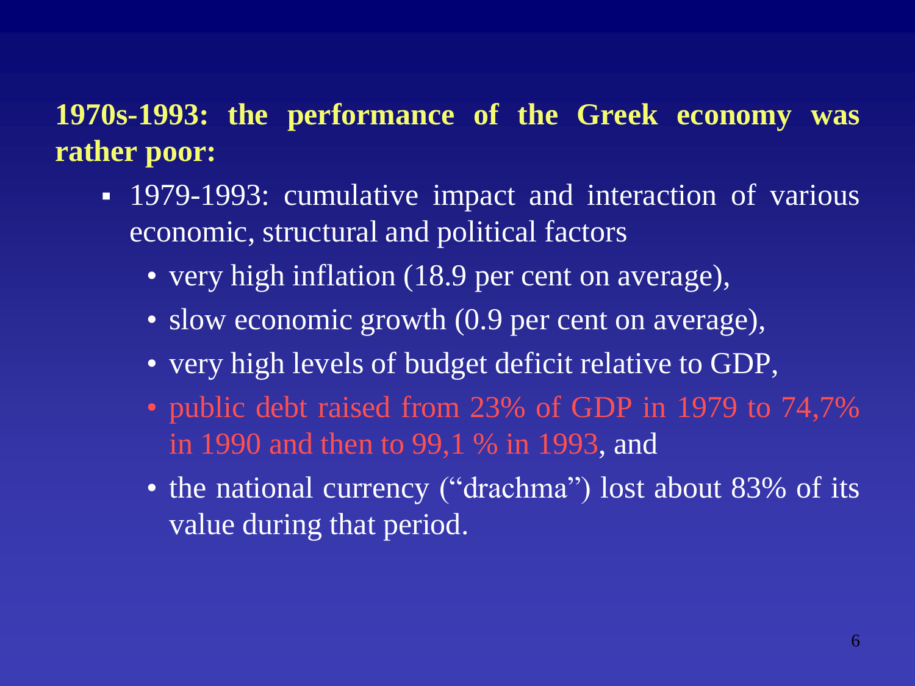**1970s-1993: the performance of the Greek economy was rather poor:**

- 1979-1993: cumulative impact and interaction of various economic, structural and political factors
  - very high inflation (18.9 per cent on average),
  - slow economic growth (0.9 per cent on average),
  - very high levels of budget deficit relative to GDP,
  - public debt raised from 23% of GDP in 1979 to 74,7% in 1990 and then to 99,1 % in 1993, and
  - the national currency ("drachma") lost about 83% of its value during that period.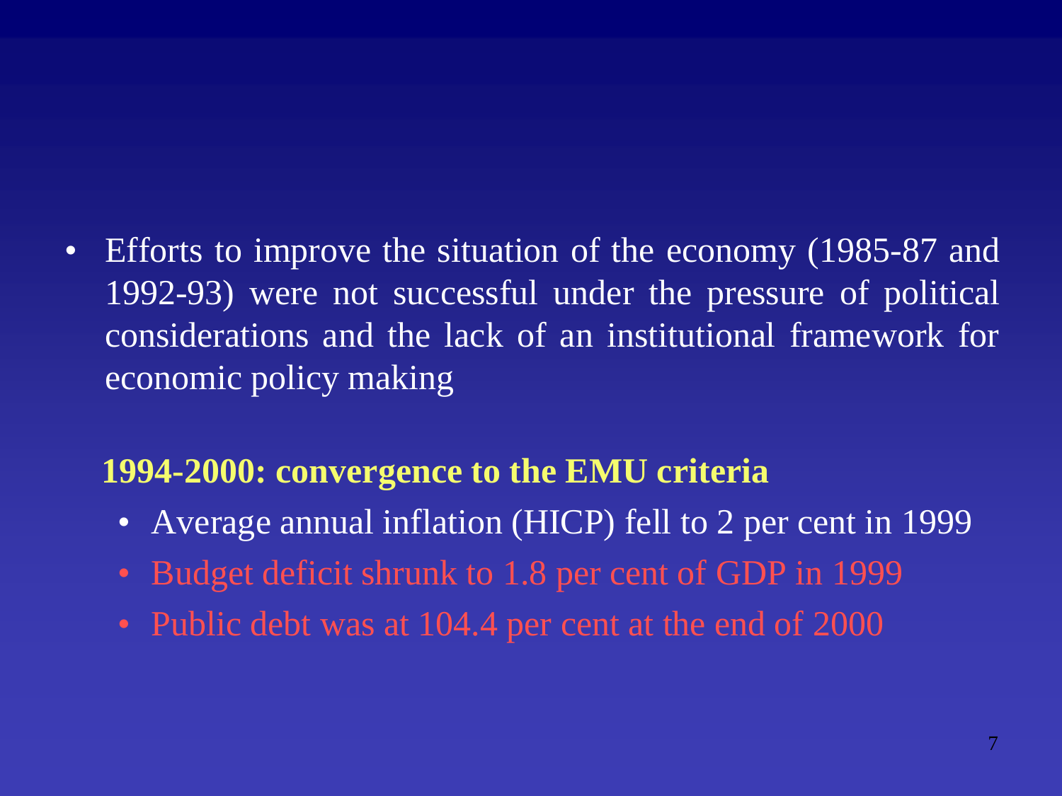- Efforts to improve the situation of the economy (1985-87 and 1992-93) were not successful under the pressure of political considerations and the lack of an institutional framework for economic policy making

**1994-2000: convergence to the EMU criteria**

- Average annual inflation (HICP) fell to 2 per cent in 1999
- Budget deficit shrunk to 1.8 per cent of GDP in 1999
- Public debt was at 104.4 per cent at the end of 2000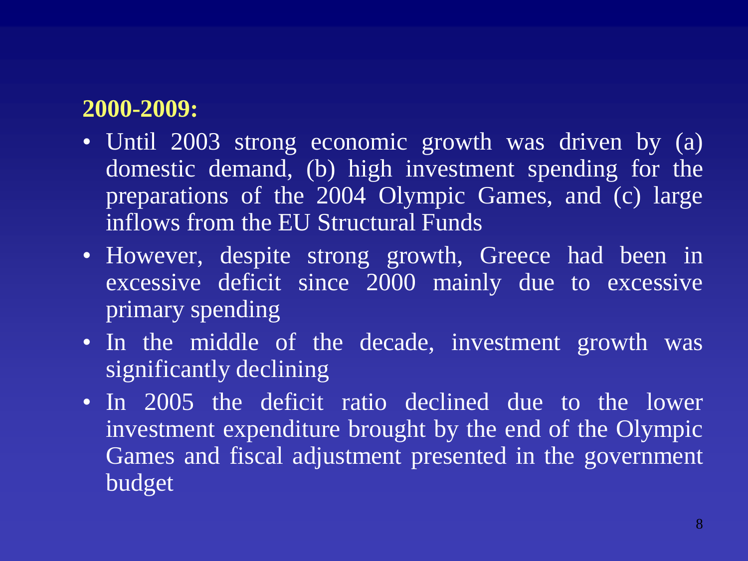**2000-2009:**

- Until 2003 strong economic growth was driven by (a) domestic demand, (b) high investment spending for the preparations of the 2004 Olympic Games, and (c) large inflows from the EU Structural Funds
- However, despite strong growth, Greece had been in excessive deficit since 2000 mainly due to excessive primary spending
- In the middle of the decade, investment growth was significantly declining
- In 2005 the deficit ratio declined due to the lower investment expenditure brought by the end of the Olympic Games and fiscal adjustment presented in the government budget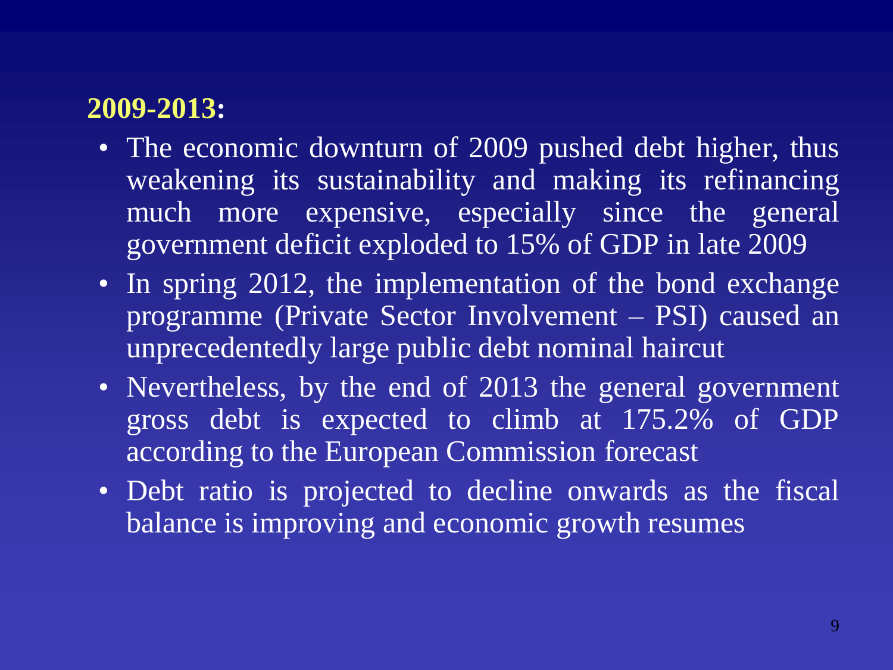**2009-2013:**

- The economic downturn of 2009 pushed debt higher, thus weakening its sustainability and making its refinancing much more expensive, especially since the general government deficit exploded to 15% of GDP in late 2009
- In spring 2012, the implementation of the bond exchange programme (Private Sector Involvement – PSI) caused an unprecedentedly large public debt nominal haircut
- Nevertheless, by the end of 2013 the general government gross debt is expected to climb at 175.2% of GDP according to the European Commission forecast
- Debt ratio is projected to decline onwards as the fiscal balance is improving and economic growth resumes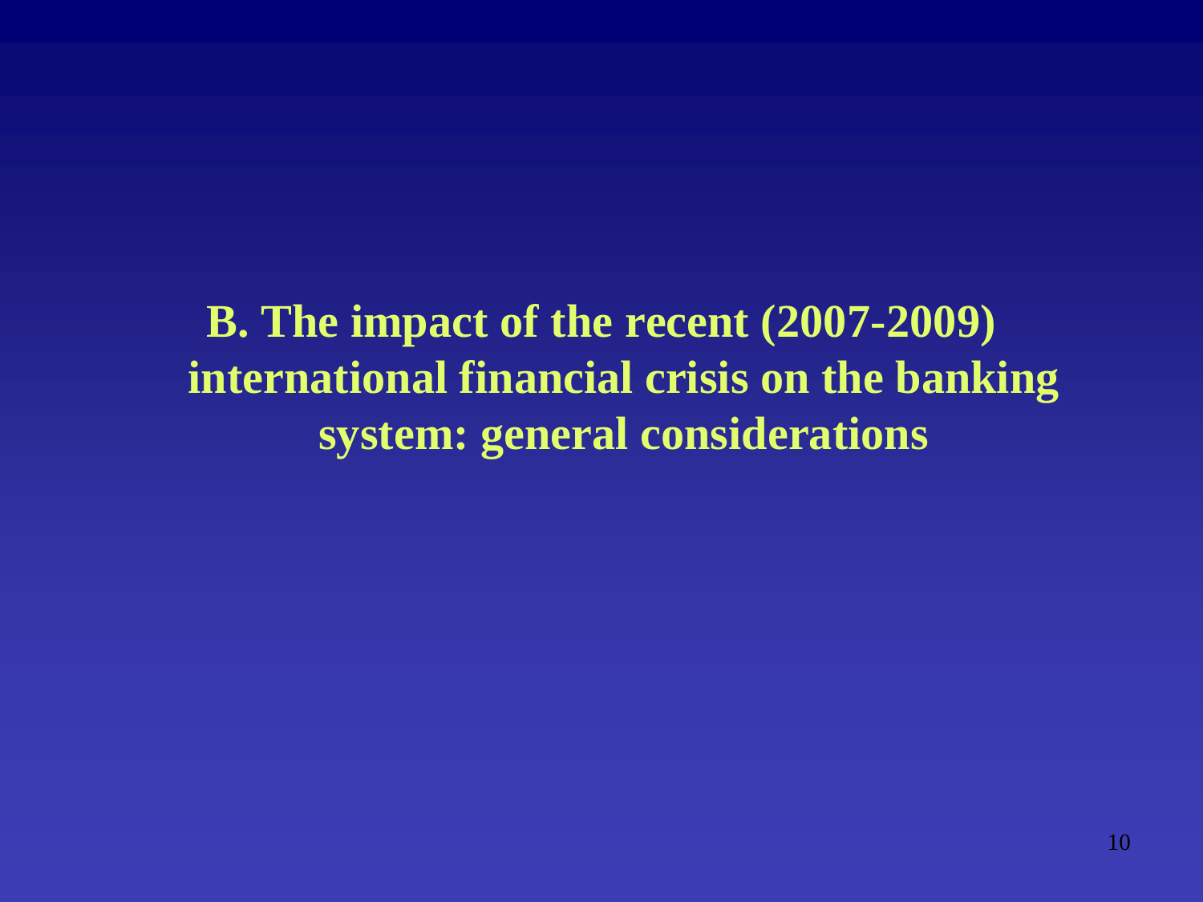# B. The impact of the recent (2007-2009) international financial crisis on the banking system: general considerations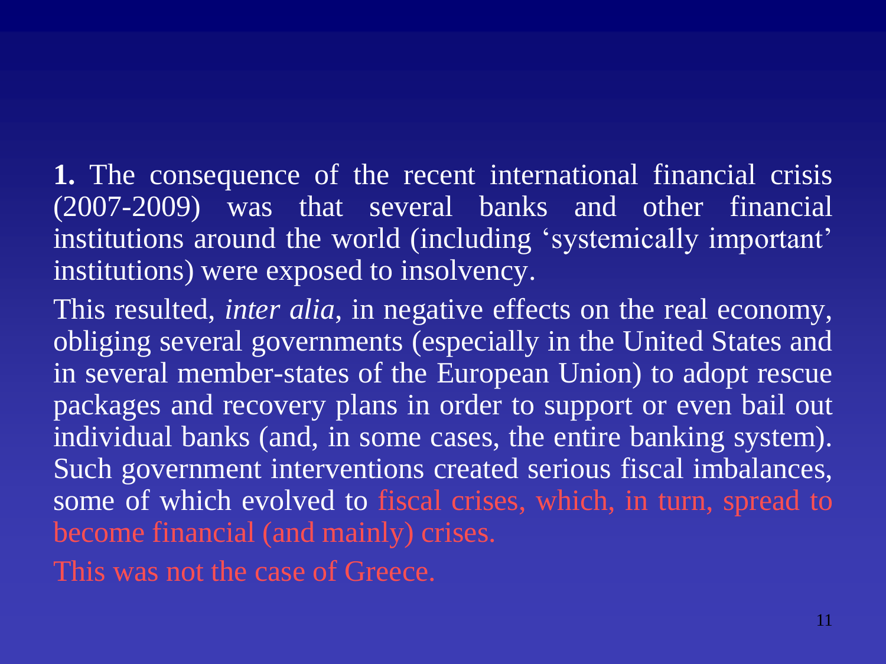**1.** The consequence of the recent international financial crisis (2007-2009) was that several banks and other financial institutions around the world (including 'systemically important' institutions) were exposed to insolvency.

This resulted, *inter alia*, in negative effects on the real economy, obliging several governments (especially in the United States and in several member-states of the European Union) to adopt rescue packages and recovery plans in order to support or even bail out individual banks (and, in some cases, the entire banking system). Such government interventions created serious fiscal imbalances, some of which evolved to fiscal crises, which, in turn, spread to become financial (and mainly) crises.

This was not the case of Greece.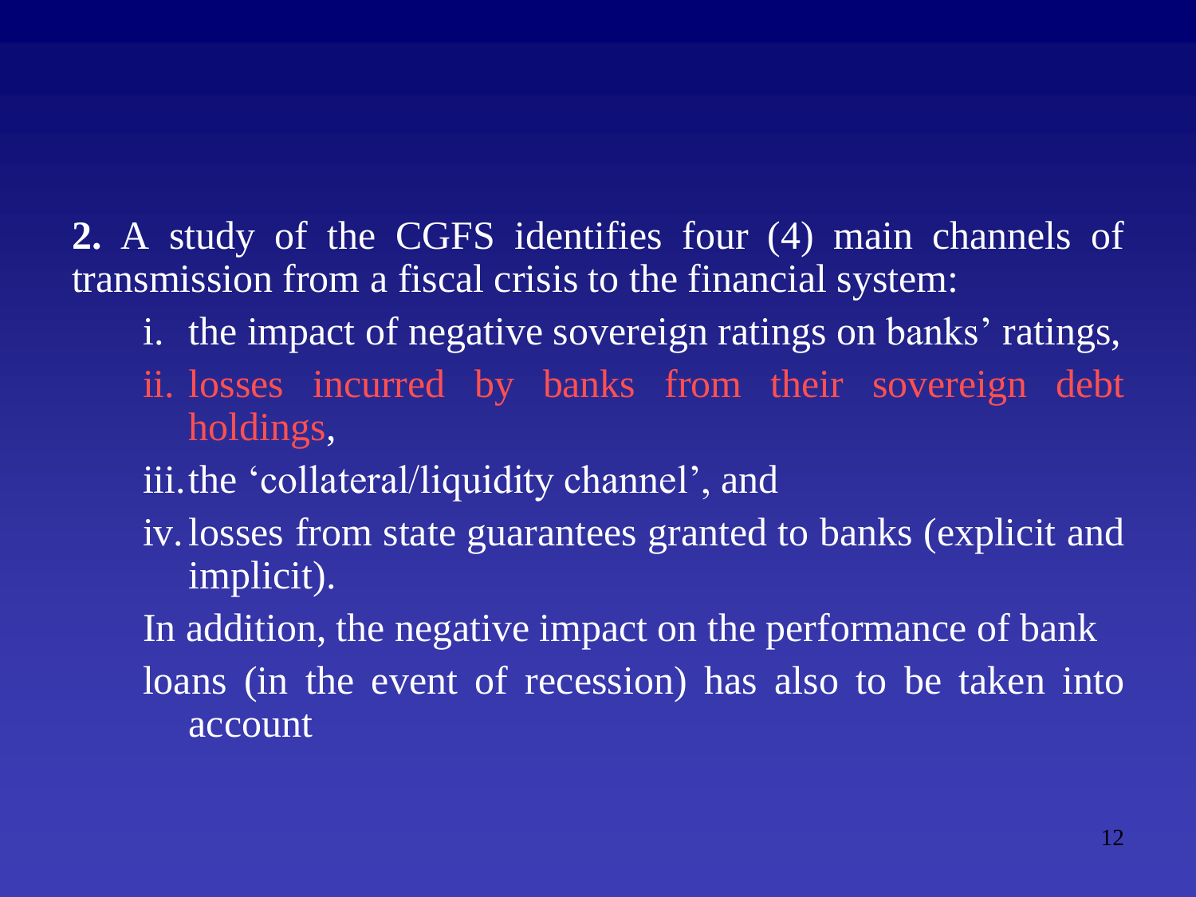**2.** A study of the CGFS identifies four (4) main channels of transmission from a fiscal crisis to the financial system:

i. the impact of negative sovereign ratings on banks' ratings,
ii. losses incurred by banks from their sovereign debt holdings,
iii. the 'collateral/liquidity channel', and
iv. losses from state guarantees granted to banks (explicit and implicit).

In addition, the negative impact on the performance of bank loans (in the event of recession) has also to be taken into account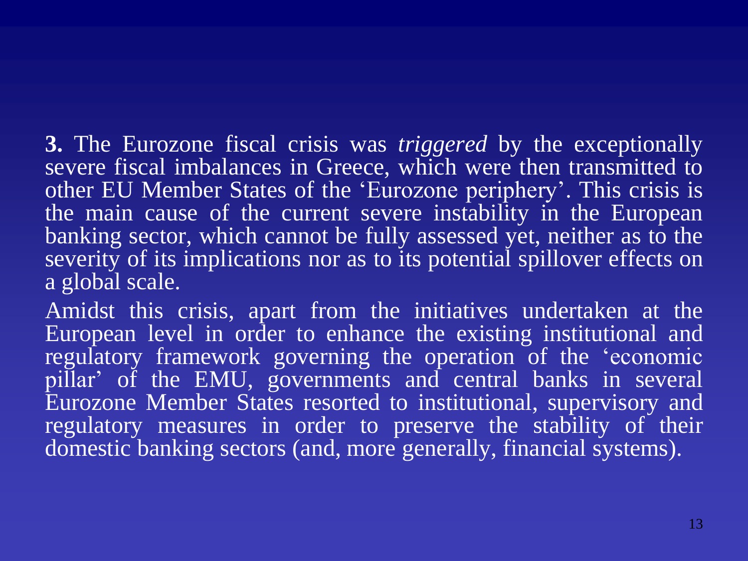**3.** The Eurozone fiscal crisis was *triggered* by the exceptionally severe fiscal imbalances in Greece, which were then transmitted to other EU Member States of the 'Eurozone periphery'. This crisis is the main cause of the current severe instability in the European banking sector, which cannot be fully assessed yet, neither as to the severity of its implications nor as to its potential spillover effects on a global scale.

Amidst this crisis, apart from the initiatives undertaken at the European level in order to enhance the existing institutional and regulatory framework governing the operation of the 'economic pillar' of the EMU, governments and central banks in several Eurozone Member States resorted to institutional, supervisory and regulatory measures in order to preserve the stability of their domestic banking sectors (and, more generally, financial systems).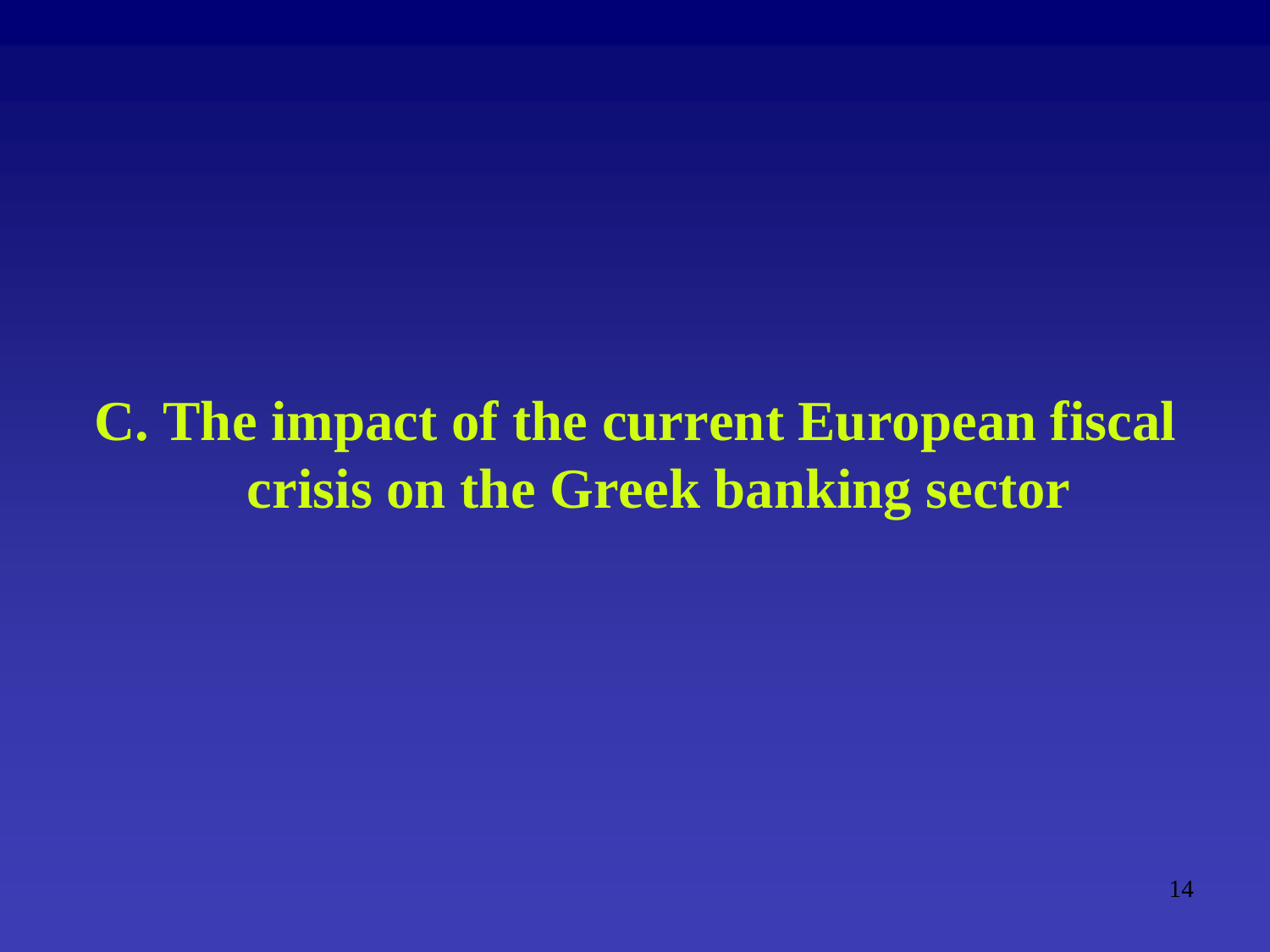# C. The impact of the current European fiscal crisis on the Greek banking sector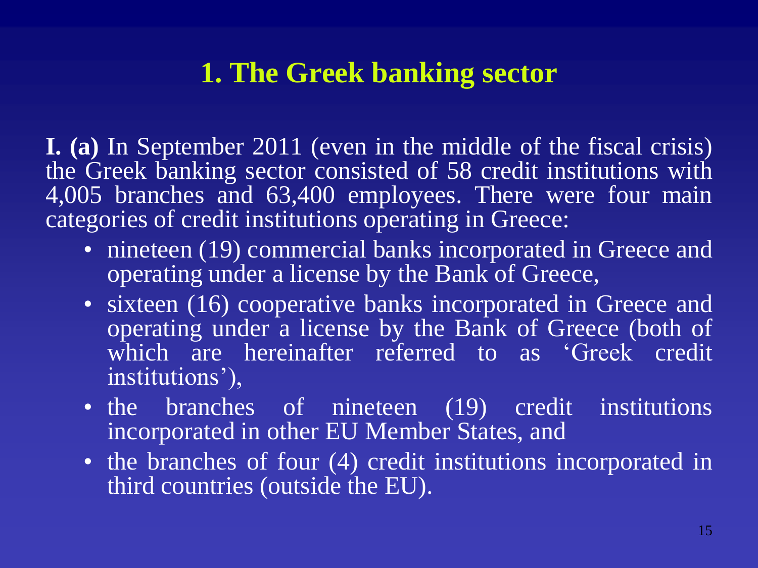## 1. The Greek banking sector

**I. (a)** In September 2011 (even in the middle of the fiscal crisis) the Greek banking sector consisted of 58 credit institutions with 4,005 branches and 63,400 employees. There were four main categories of credit institutions operating in Greece:

- nineteen (19) commercial banks incorporated in Greece and operating under a license by the Bank of Greece,
- sixteen (16) cooperative banks incorporated in Greece and operating under a license by the Bank of Greece (both of which are hereinafter referred to as 'Greek credit institutions'),
- the branches of nineteen (19) credit institutions incorporated in other EU Member States, and
- the branches of four (4) credit institutions incorporated in third countries (outside the EU).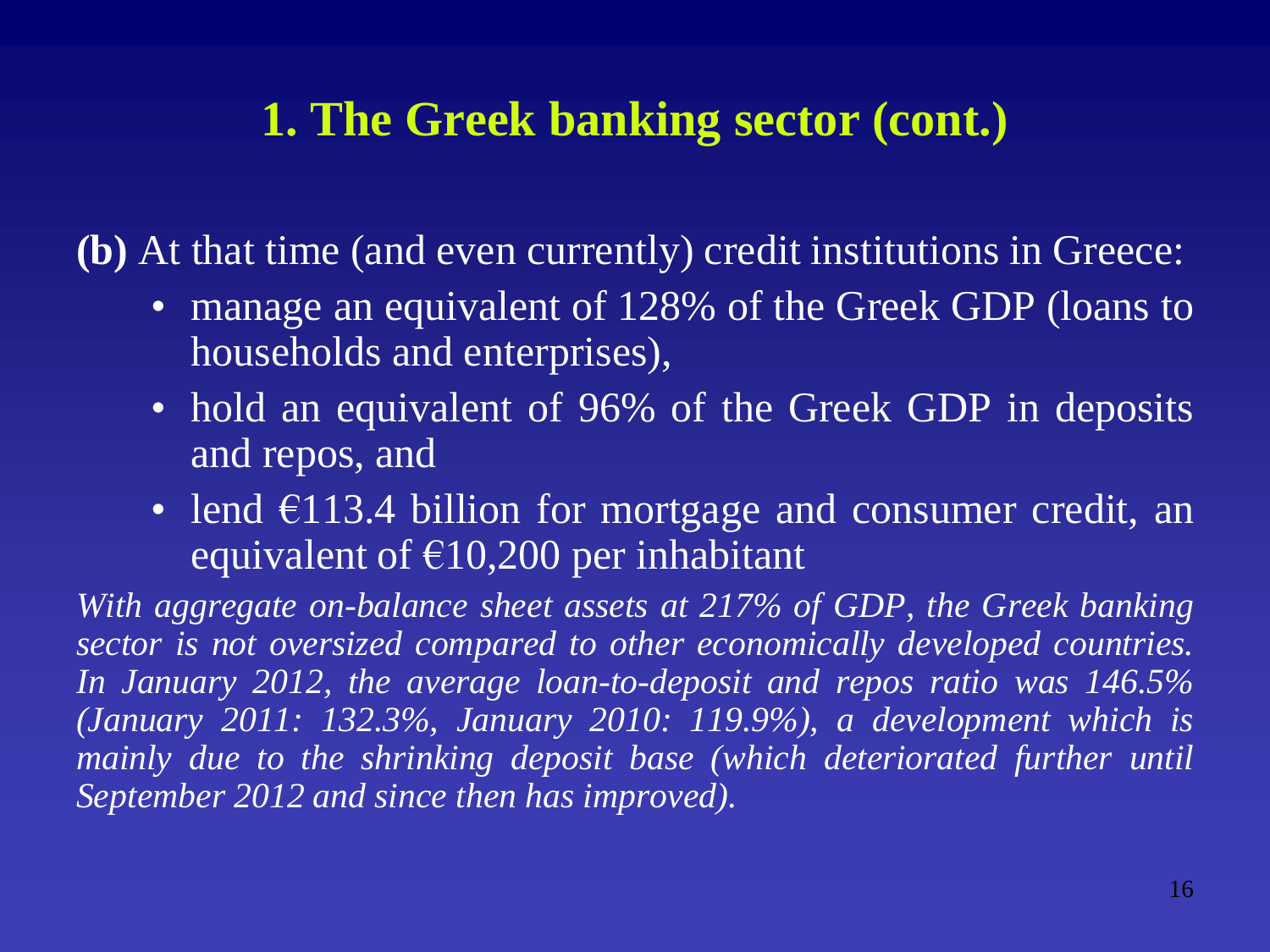# 1. The Greek banking sector (cont.)

**(b)** At that time (and even currently) credit institutions in Greece:

- manage an equivalent of 128% of the Greek GDP (loans to households and enterprises),
- hold an equivalent of 96% of the Greek GDP in deposits and repos, and
- lend €113.4 billion for mortgage and consumer credit, an equivalent of €10,200 per inhabitant

*With aggregate on-balance sheet assets at 217% of GDP, the Greek banking sector is not oversized compared to other economically developed countries. In January 2012, the average loan-to-deposit and repos ratio was 146.5% (January 2011: 132.3%, January 2010: 119.9%), a development which is mainly due to the shrinking deposit base (which deteriorated further until September 2012 and since then has improved).*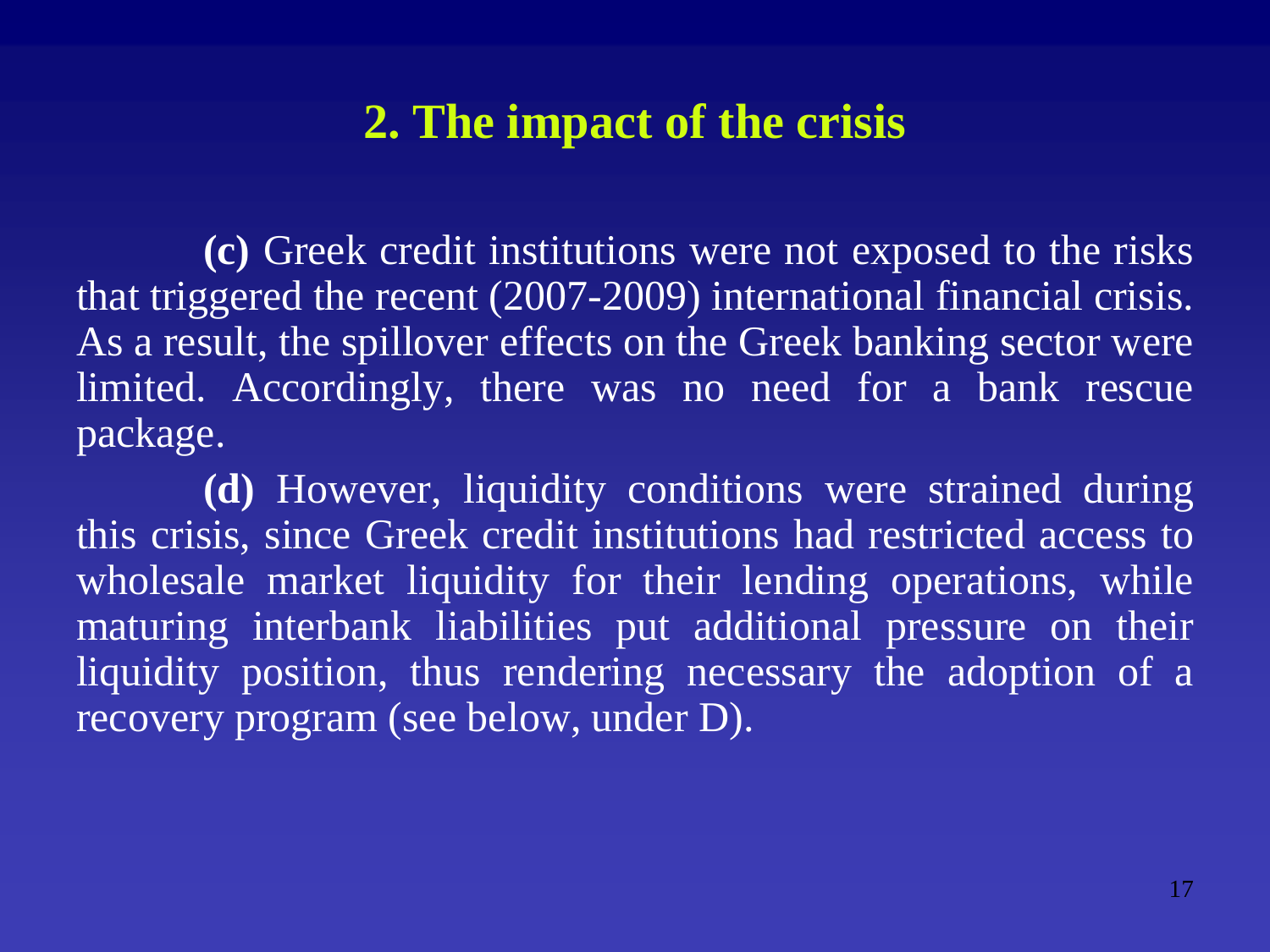## 2. The impact of the crisis

**(c)** Greek credit institutions were not exposed to the risks that triggered the recent (2007-2009) international financial crisis. As a result, the spillover effects on the Greek banking sector were limited. Accordingly, there was no need for a bank rescue package.

**(d)** However, liquidity conditions were strained during this crisis, since Greek credit institutions had restricted access to wholesale market liquidity for their lending operations, while maturing interbank liabilities put additional pressure on their liquidity position, thus rendering necessary the adoption of a recovery program (see below, under D).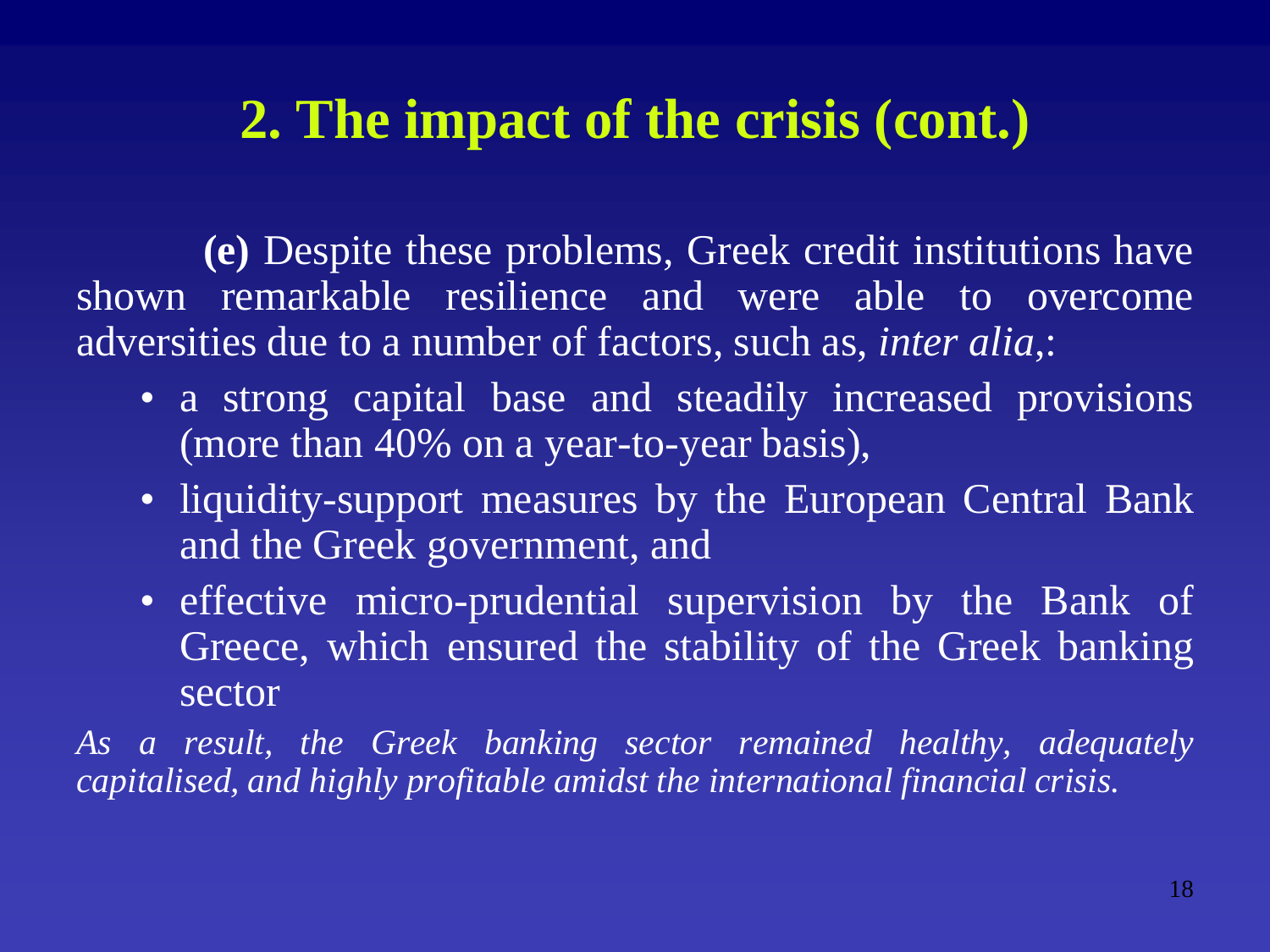## 2. The impact of the crisis (cont.)

**(e)** Despite these problems, Greek credit institutions have shown remarkable resilience and were able to overcome adversities due to a number of factors, such as, *inter alia*,:

- a strong capital base and steadily increased provisions (more than 40% on a year-to-year basis),
- liquidity-support measures by the European Central Bank and the Greek government, and
- effective micro-prudential supervision by the Bank of Greece, which ensured the stability of the Greek banking sector

*As a result, the Greek banking sector remained healthy, adequately capitalised, and highly profitable amidst the international financial crisis.*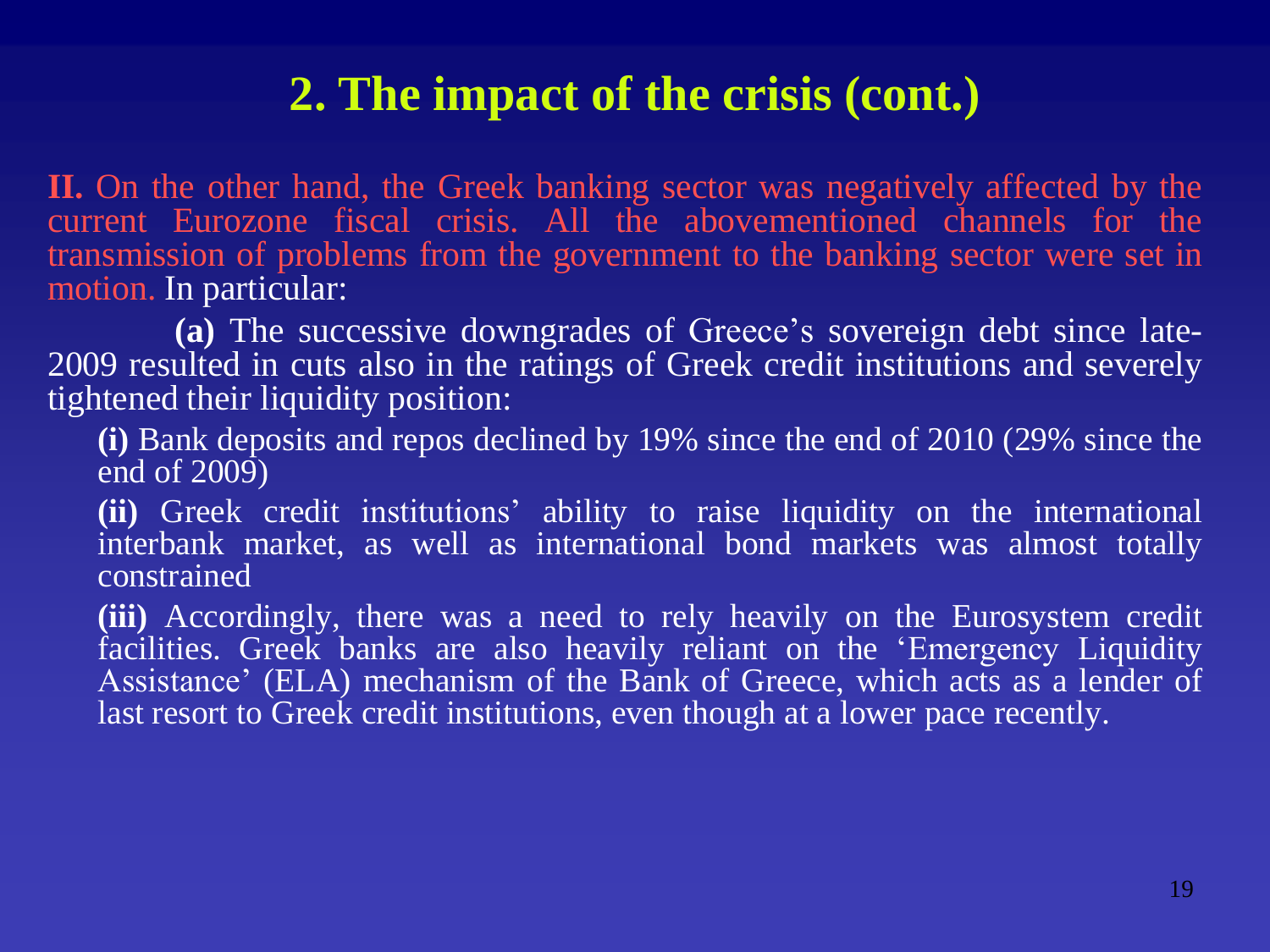## 2. The impact of the crisis (cont.)

**II.** On the other hand, the Greek banking sector was negatively affected by the current Eurozone fiscal crisis. All the abovementioned channels for the transmission of problems from the government to the banking sector were set in motion. In particular:

**(a)** The successive downgrades of Greece's sovereign debt since late-2009 resulted in cuts also in the ratings of Greek credit institutions and severely tightened their liquidity position:

**(i)** Bank deposits and repos declined by 19% since the end of 2010 (29% since the end of 2009)

**(ii)** Greek credit institutions' ability to raise liquidity on the international interbank market, as well as international bond markets was almost totally constrained

**(iii)** Accordingly, there was a need to rely heavily on the Eurosystem credit facilities. Greek banks are also heavily reliant on the 'Emergency Liquidity Assistance' (ELA) mechanism of the Bank of Greece, which acts as a lender of last resort to Greek credit institutions, even though at a lower pace recently.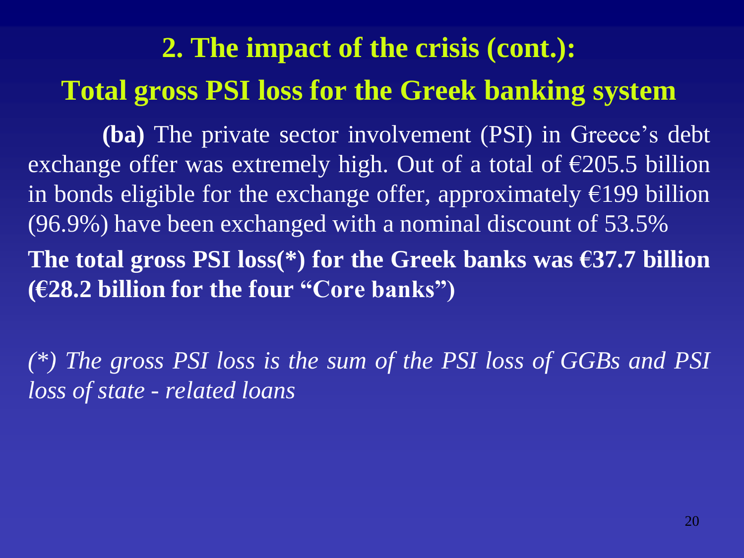## 2. The impact of the crisis (cont.):

## Total gross PSI loss for the Greek banking system

**(ba)** The private sector involvement (PSI) in Greece's debt exchange offer was extremely high. Out of a total of €205.5 billion in bonds eligible for the exchange offer, approximately €199 billion (96.9%) have been exchanged with a nominal discount of 53.5%

**The total gross PSI loss(*) for the Greek banks was €37.7 billion (€28.2 billion for the four "Core banks")**

*(*) The gross PSI loss is the sum of the PSI loss of GGBs and PSI loss of state - related loans*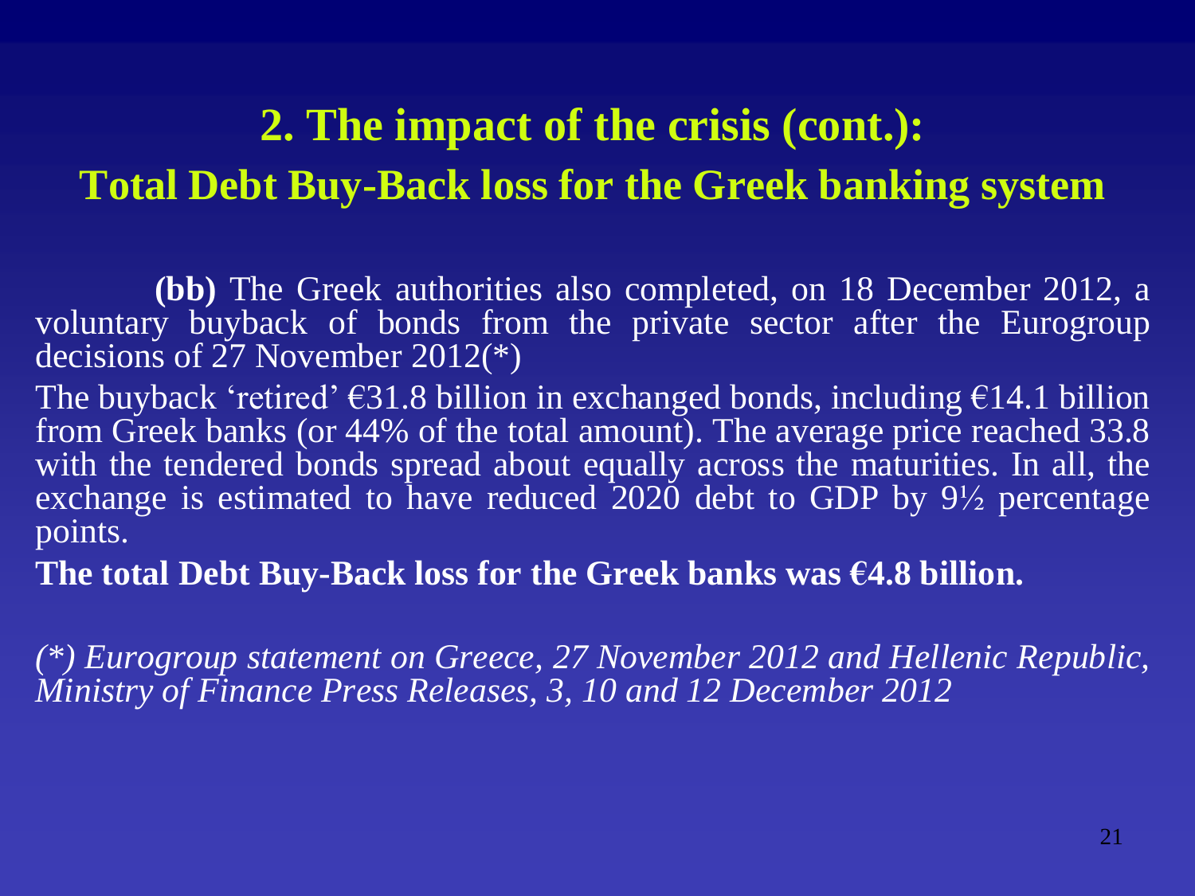# 2. The impact of the crisis (cont.):

## Total Debt Buy-Back loss for the Greek banking system

**(bb)** The Greek authorities also completed, on 18 December 2012, a voluntary buyback of bonds from the private sector after the Eurogroup decisions of 27 November 2012(*)

The buyback 'retired' €31.8 billion in exchanged bonds, including €14.1 billion from Greek banks (or 44% of the total amount). The average price reached 33.8 with the tendered bonds spread about equally across the maturities. In all, the exchange is estimated to have reduced 2020 debt to GDP by 9½ percentage points.

**The total Debt Buy-Back loss for the Greek banks was €4.8 billion.**

*(*) Eurogroup statement on Greece, 27 November 2012 and Hellenic Republic, Ministry of Finance Press Releases, 3, 10 and 12 December 2012*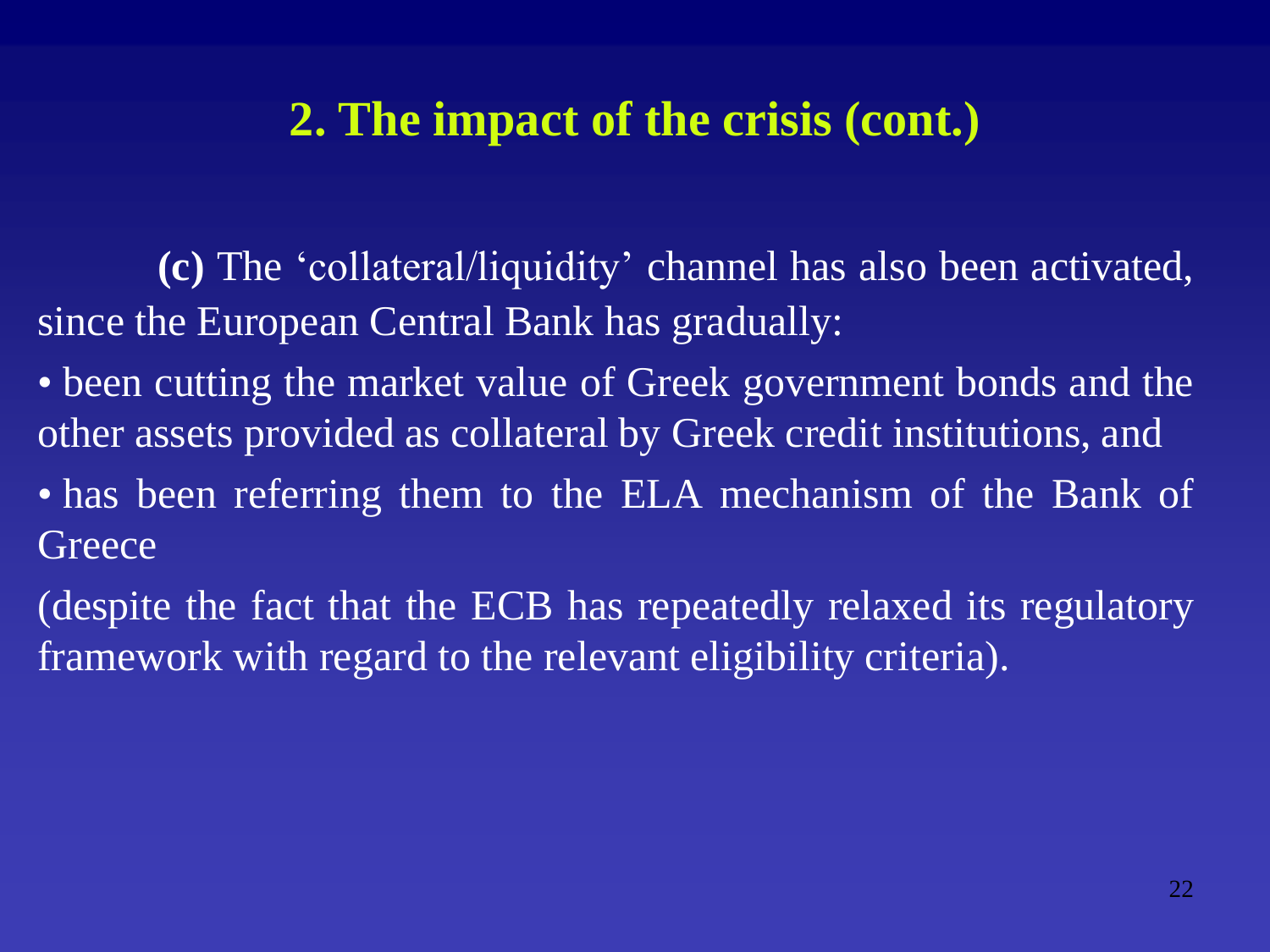## 2. The impact of the crisis (cont.)

**(c)** The 'collateral/liquidity' channel has also been activated, since the European Central Bank has gradually:

- been cutting the market value of Greek government bonds and the other assets provided as collateral by Greek credit institutions, and
- has been referring them to the ELA mechanism of the Bank of Greece

(despite the fact that the ECB has repeatedly relaxed its regulatory framework with regard to the relevant eligibility criteria).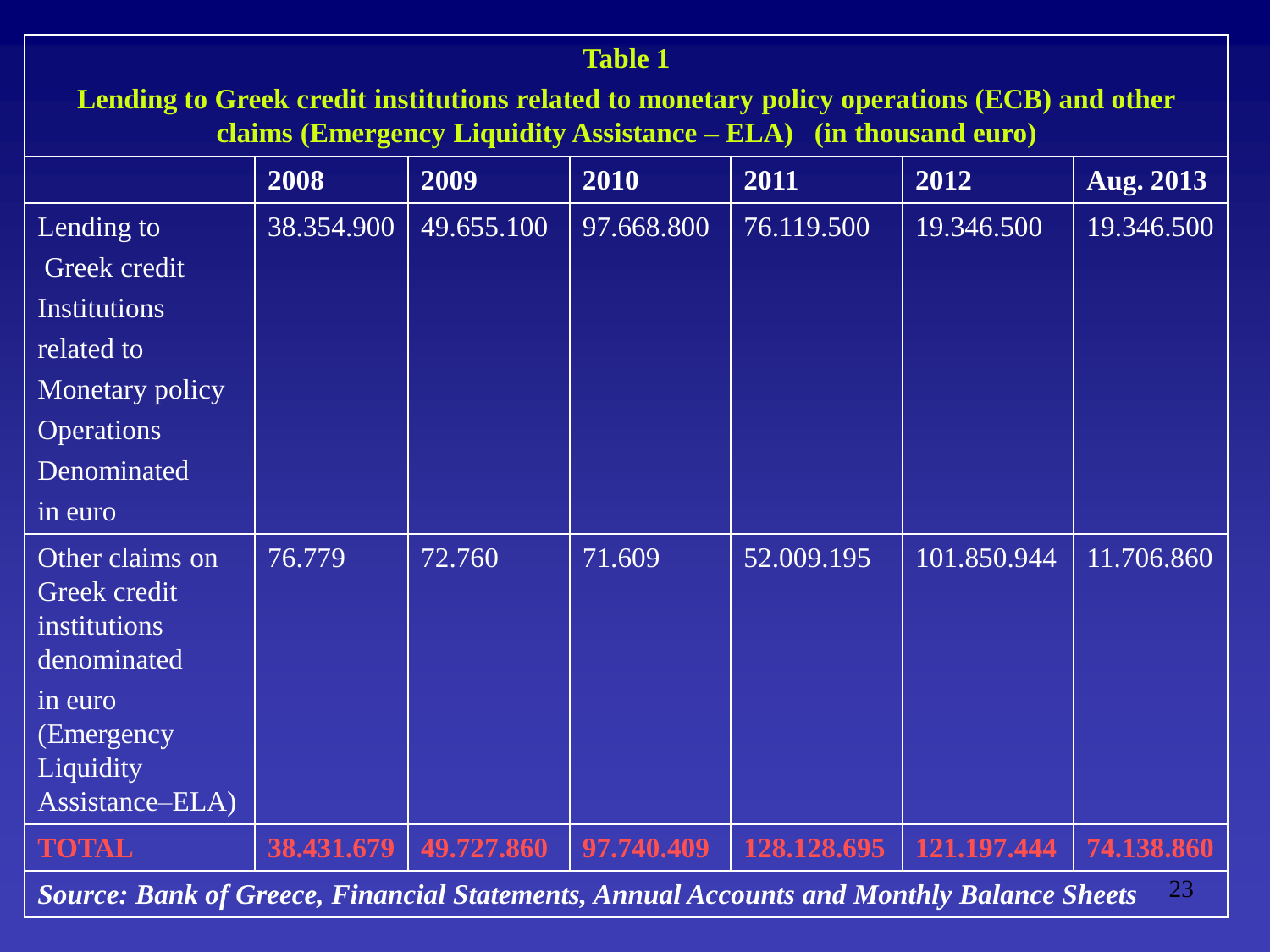**Table 1**

**Lending to Greek credit institutions related to monetary policy operations (ECB) and other claims (Emergency Liquidity Assistance – ELA) (in thousand euro)**

| | 2008 | 2009 | 2010 | 2011 | 2012 | Aug. 2013 |
|---|---|---|---|---|---|---|
| Lending to Greek credit Institutions related to Monetary policy Operations Denominated in euro | 38.354.900 | 49.655.100 | 97.668.800 | 76.119.500 | 19.346.500 | 19.346.500 |
| Other claims on Greek credit institutions denominated in euro (Emergency Liquidity Assistance–ELA) | 76.779 | 72.760 | 71.609 | 52.009.195 | 101.850.944 | 11.706.860 |
| **TOTAL** | **38.431.679** | **49.727.860** | **97.740.409** | **128.128.695** | **121.197.444** | **74.138.860** |

***Source: Bank of Greece, Financial Statements, Annual Accounts and Monthly Balance Sheets***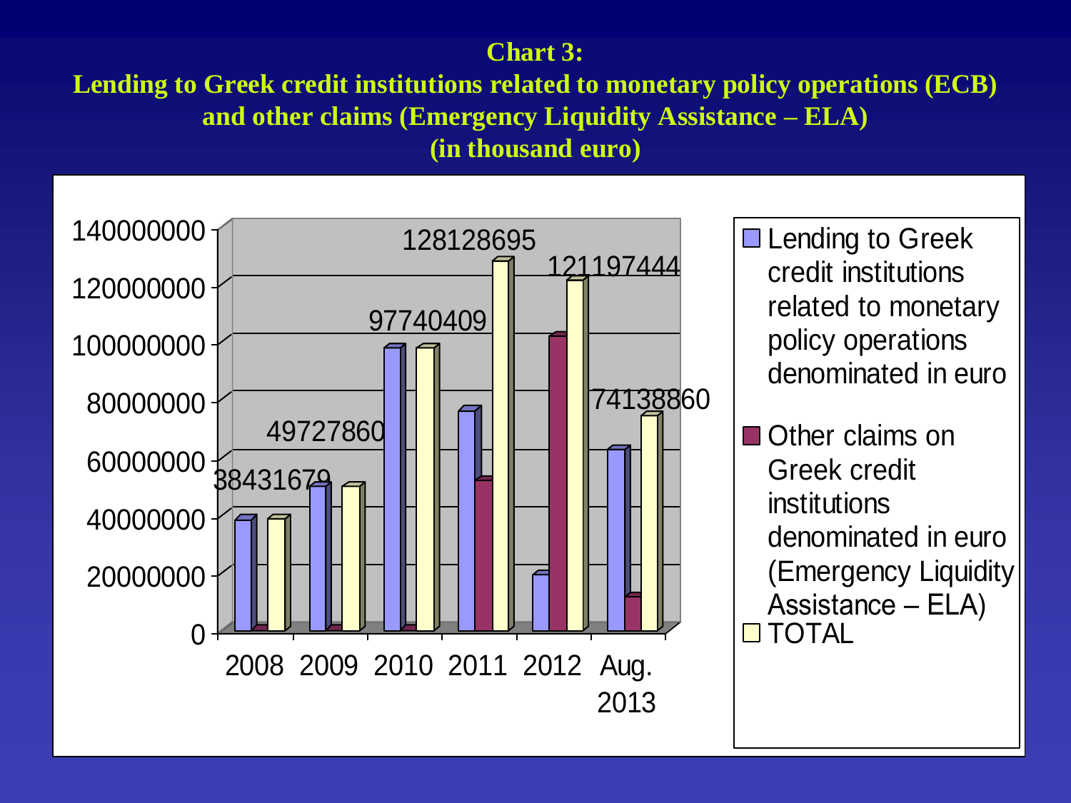**Chart 3:**

**Lending to Greek credit institutions related to monetary policy operations (ECB) and other claims (Emergency Liquidity Assistance – ELA)**

**(in thousand euro)**

| Year | Lending to Greek credit institutions related to monetary policy operations denominated in euro | Other claims on Greek credit institutions denominated in euro (Emergency Liquidity Assistance – ELA) | TOTAL |
|---|---|---|---|
| 2008 | | | 38431679 |
| 2009 | | | 49727860 |
| 2010 | | | 97740409 |
| 2011 | | | 128128695 |
| 2012 | | | 121197444 |
| Aug. 2013 | | | 74138860 |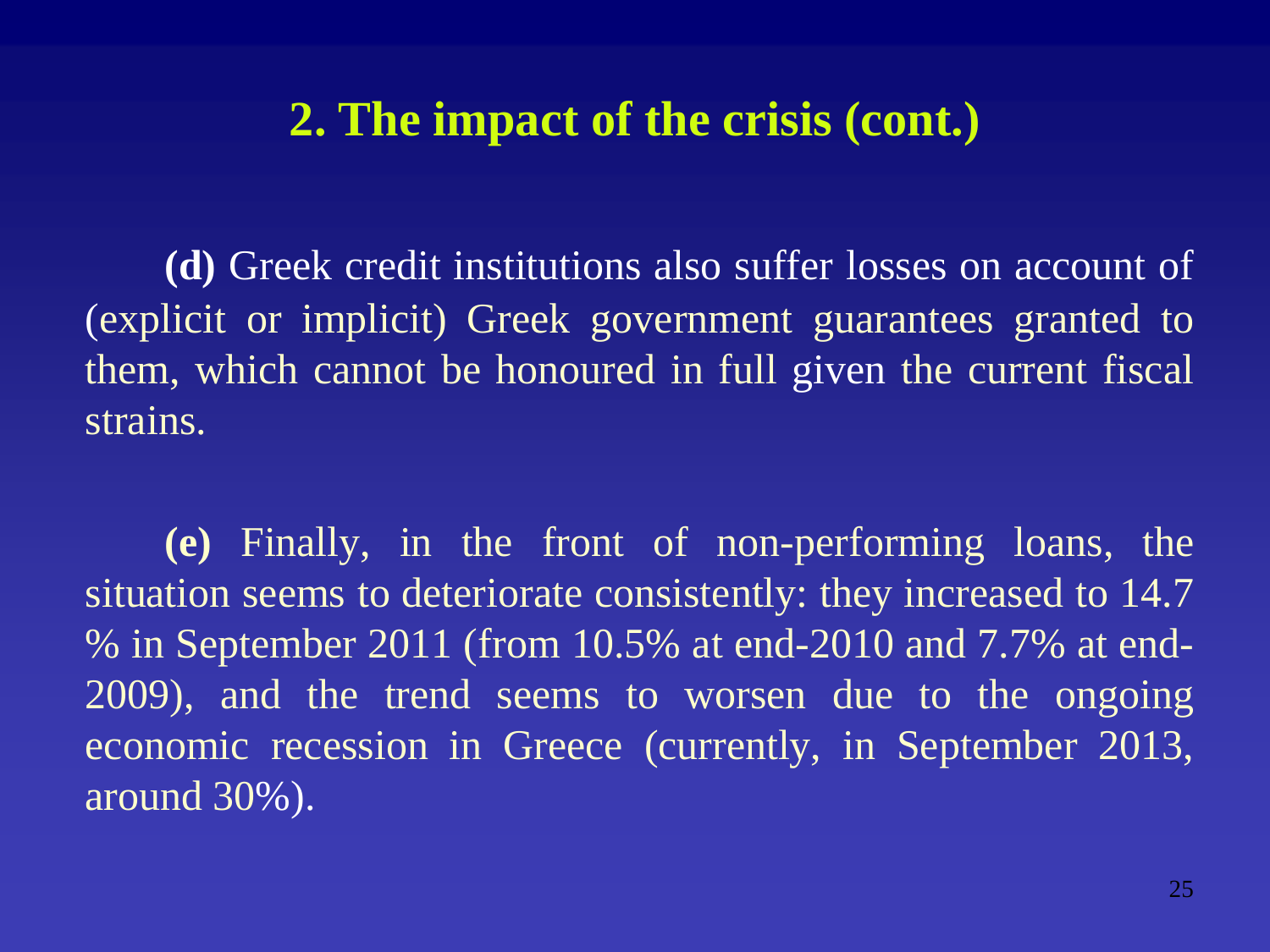## 2. The impact of the crisis (cont.)

**(d)** Greek credit institutions also suffer losses on account of (explicit or implicit) Greek government guarantees granted to them, which cannot be honoured in full given the current fiscal strains.

**(e)** Finally, in the front of non-performing loans, the situation seems to deteriorate consistently: they increased to 14.7 % in September 2011 (from 10.5% at end-2010 and 7.7% at end-2009), and the trend seems to worsen due to the ongoing economic recession in Greece (currently, in September 2013, around 30%).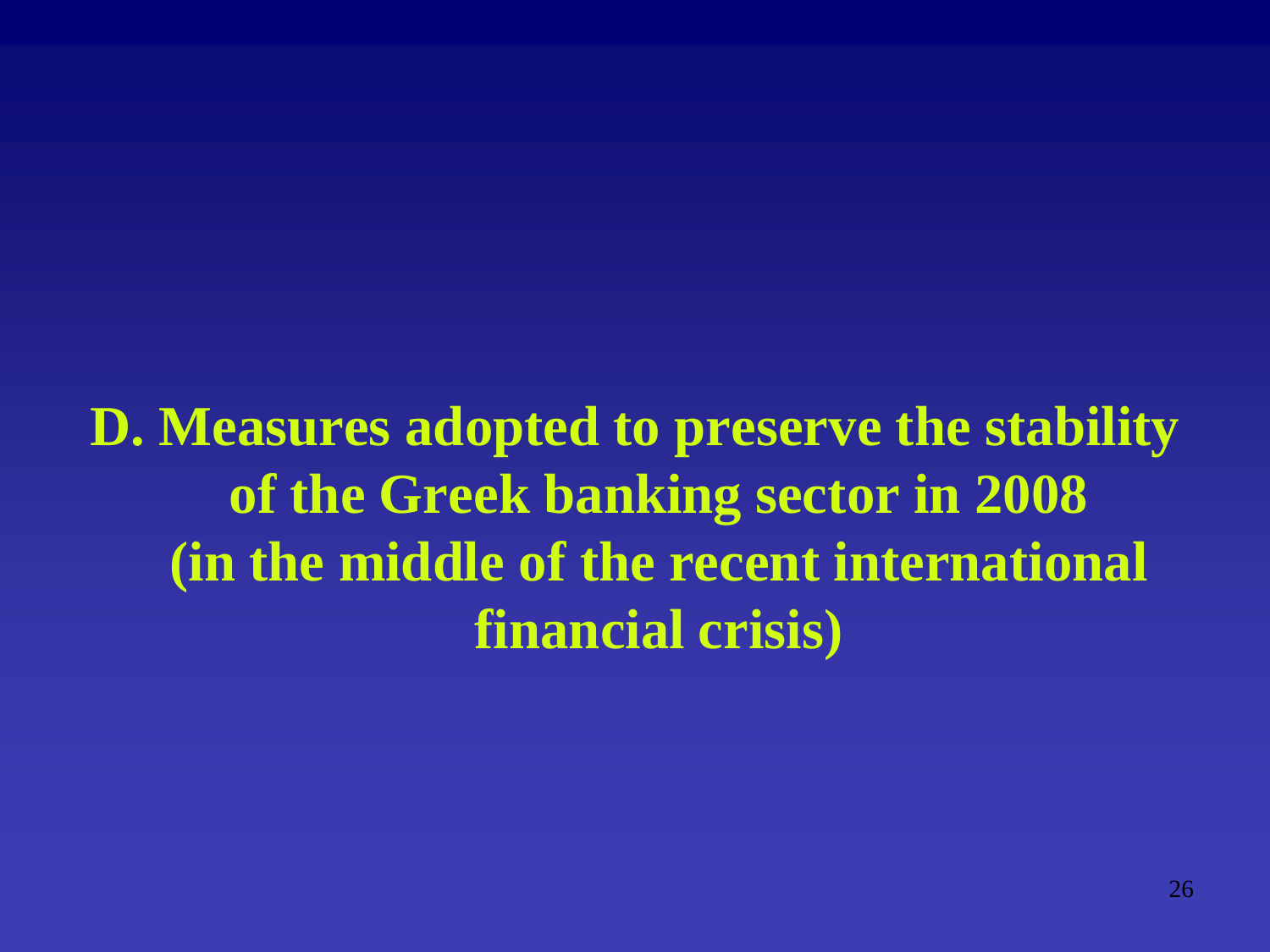# D. Measures adopted to preserve the stability of the Greek banking sector in 2008 (in the middle of the recent international financial crisis)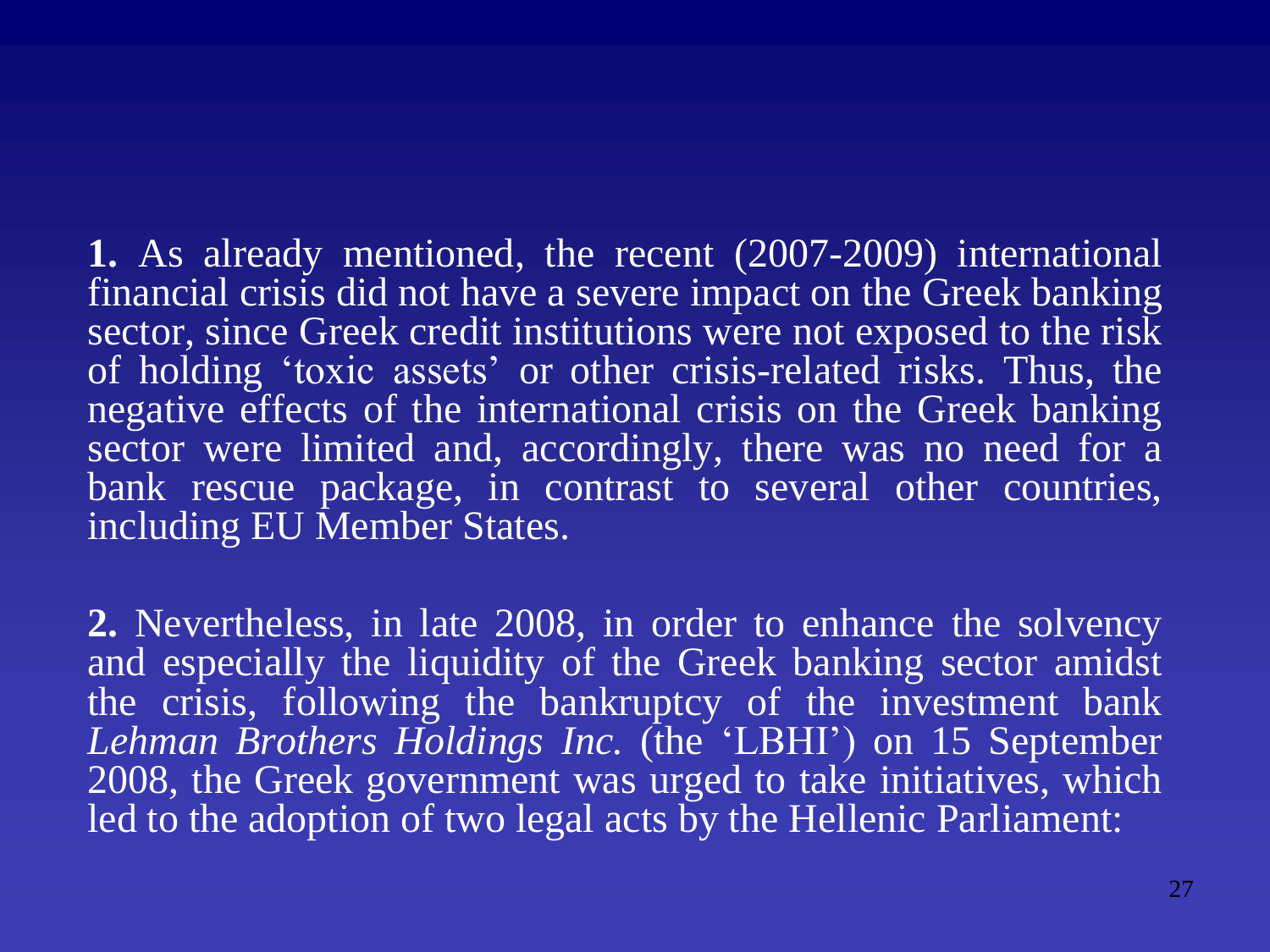**1.** As already mentioned, the recent (2007-2009) international financial crisis did not have a severe impact on the Greek banking sector, since Greek credit institutions were not exposed to the risk of holding 'toxic assets' or other crisis-related risks. Thus, the negative effects of the international crisis on the Greek banking sector were limited and, accordingly, there was no need for a bank rescue package, in contrast to several other countries, including EU Member States.

**2.** Nevertheless, in late 2008, in order to enhance the solvency and especially the liquidity of the Greek banking sector amidst the crisis, following the bankruptcy of the investment bank *Lehman Brothers Holdings Inc.* (the 'LBHI') on 15 September 2008, the Greek government was urged to take initiatives, which led to the adoption of two legal acts by the Hellenic Parliament: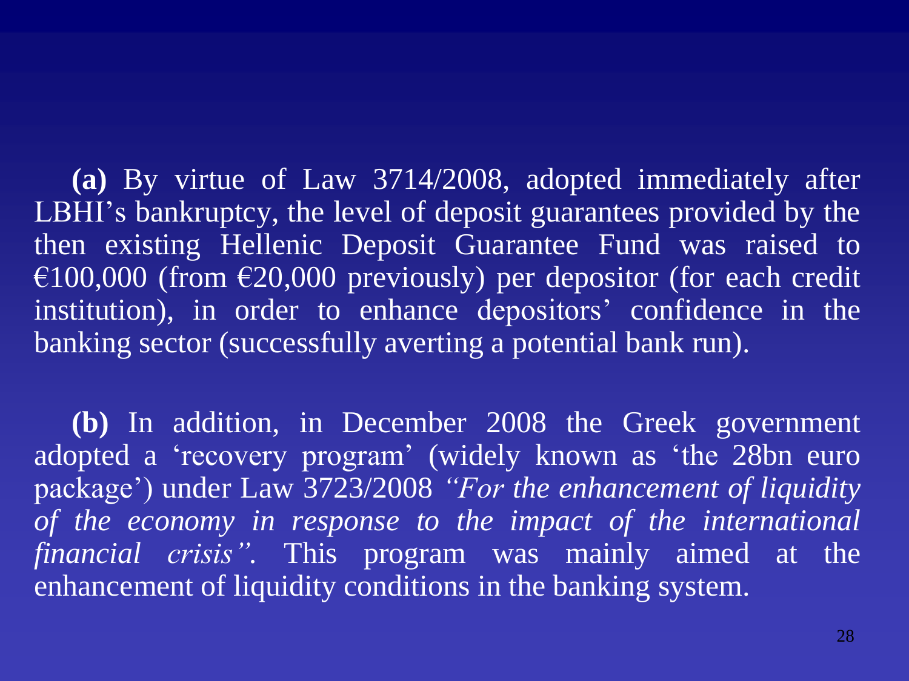**(a)** By virtue of Law 3714/2008, adopted immediately after LBHI’s bankruptcy, the level of deposit guarantees provided by the then existing Hellenic Deposit Guarantee Fund was raised to €100,000 (from €20,000 previously) per depositor (for each credit institution), in order to enhance depositors’ confidence in the banking sector (successfully averting a potential bank run).

**(b)** In addition, in December 2008 the Greek government adopted a ‘recovery program’ (widely known as ‘the 28bn euro package’) under Law 3723/2008 *“For the enhancement of liquidity of the economy in response to the impact of the international financial crisis”*. This program was mainly aimed at the enhancement of liquidity conditions in the banking system.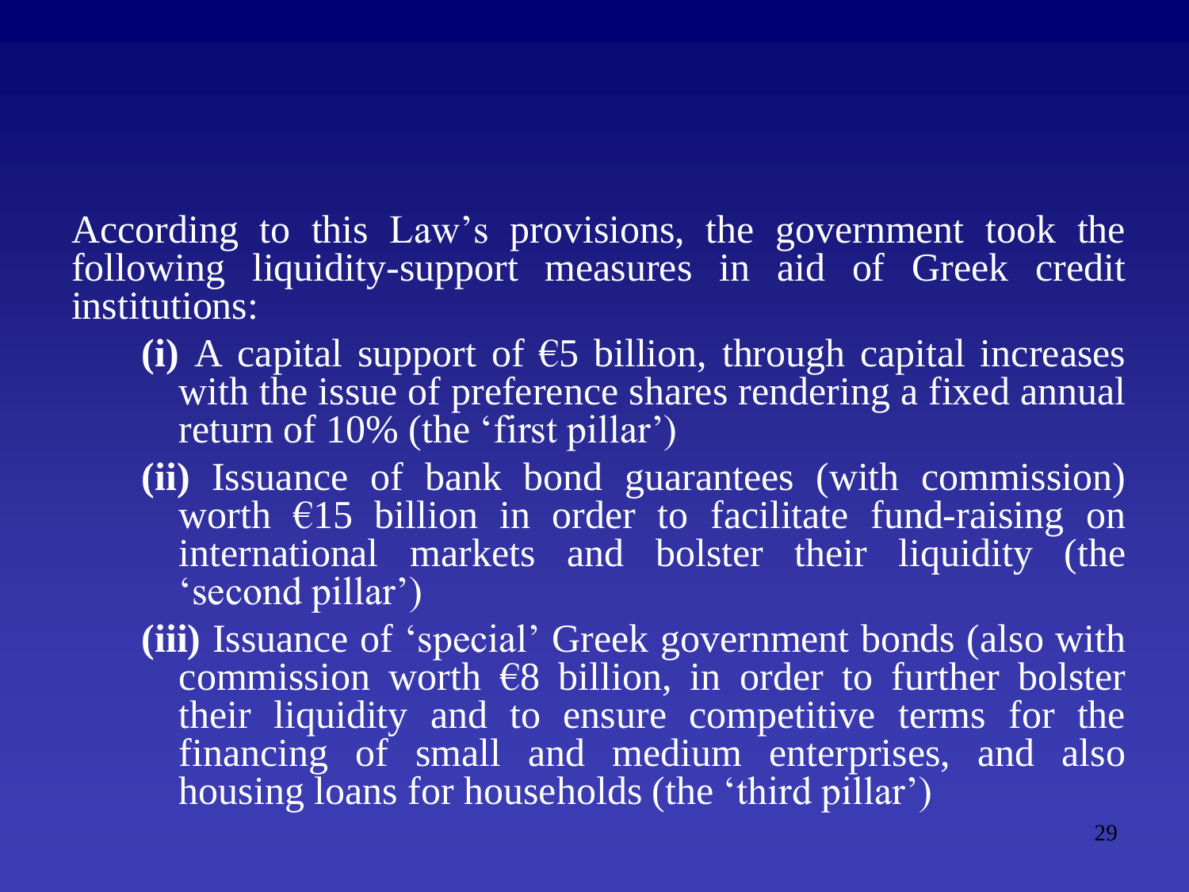According to this Law's provisions, the government took the following liquidity-support measures in aid of Greek credit institutions:

- **(i)** A capital support of €5 billion, through capital increases with the issue of preference shares rendering a fixed annual return of 10% (the 'first pillar')
- **(ii)** Issuance of bank bond guarantees (with commission) worth €15 billion in order to facilitate fund-raising on international markets and bolster their liquidity (the 'second pillar')
- **(iii)** Issuance of 'special' Greek government bonds (also with commission worth €8 billion, in order to further bolster their liquidity and to ensure competitive terms for the financing of small and medium enterprises, and also housing loans for households (the 'third pillar')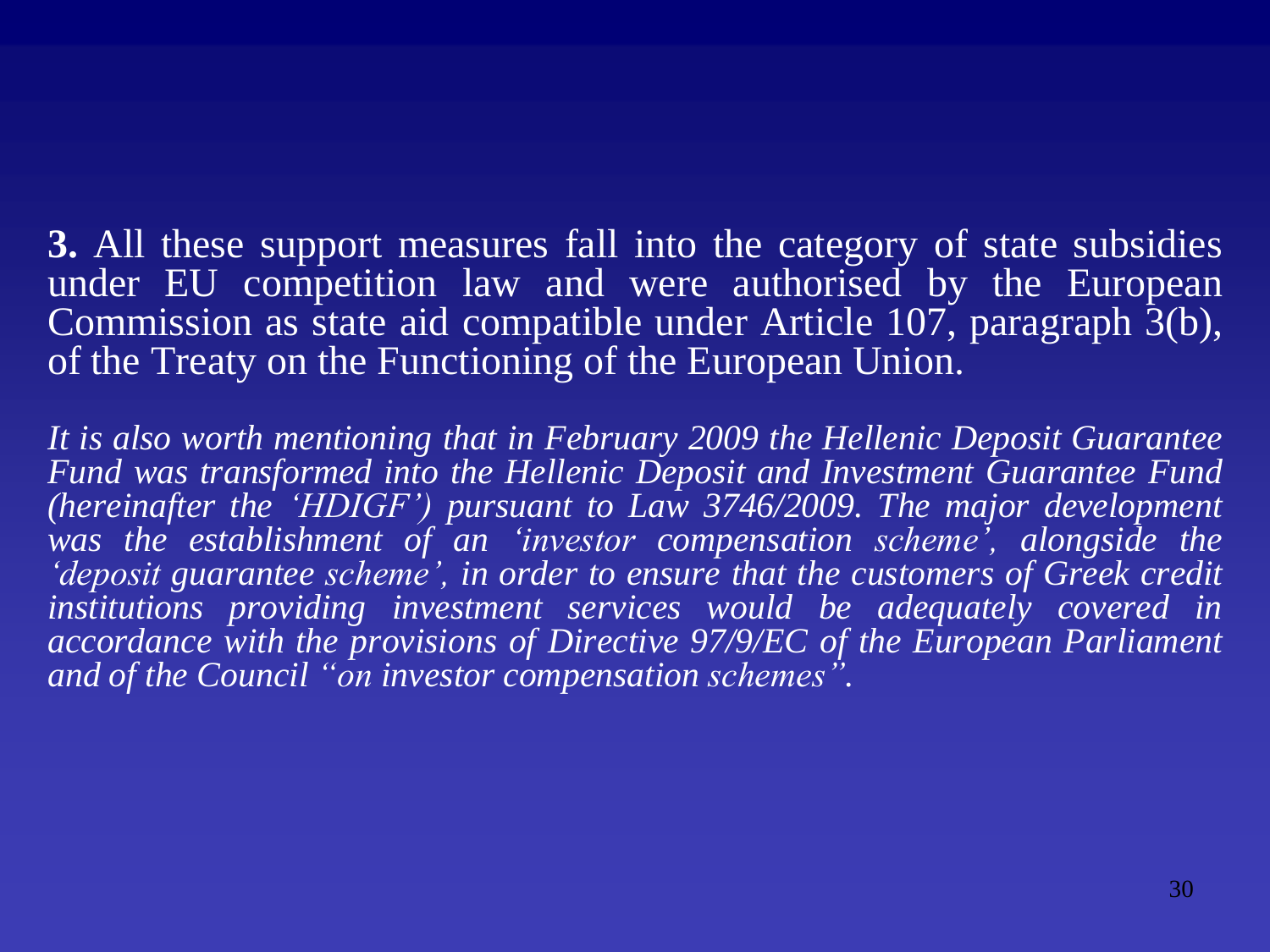**3.** All these support measures fall into the category of state subsidies under EU competition law and were authorised by the European Commission as state aid compatible under Article 107, paragraph 3(b), of the Treaty on the Functioning of the European Union.

*It is also worth mentioning that in February 2009 the Hellenic Deposit Guarantee Fund was transformed into the Hellenic Deposit and Investment Guarantee Fund (hereinafter the 'HDIGF') pursuant to Law 3746/2009. The major development was the establishment of an 'investor compensation scheme', alongside the 'deposit guarantee scheme', in order to ensure that the customers of Greek credit institutions providing investment services would be adequately covered in accordance with the provisions of Directive 97/9/EC of the European Parliament and of the Council "on investor compensation schemes".*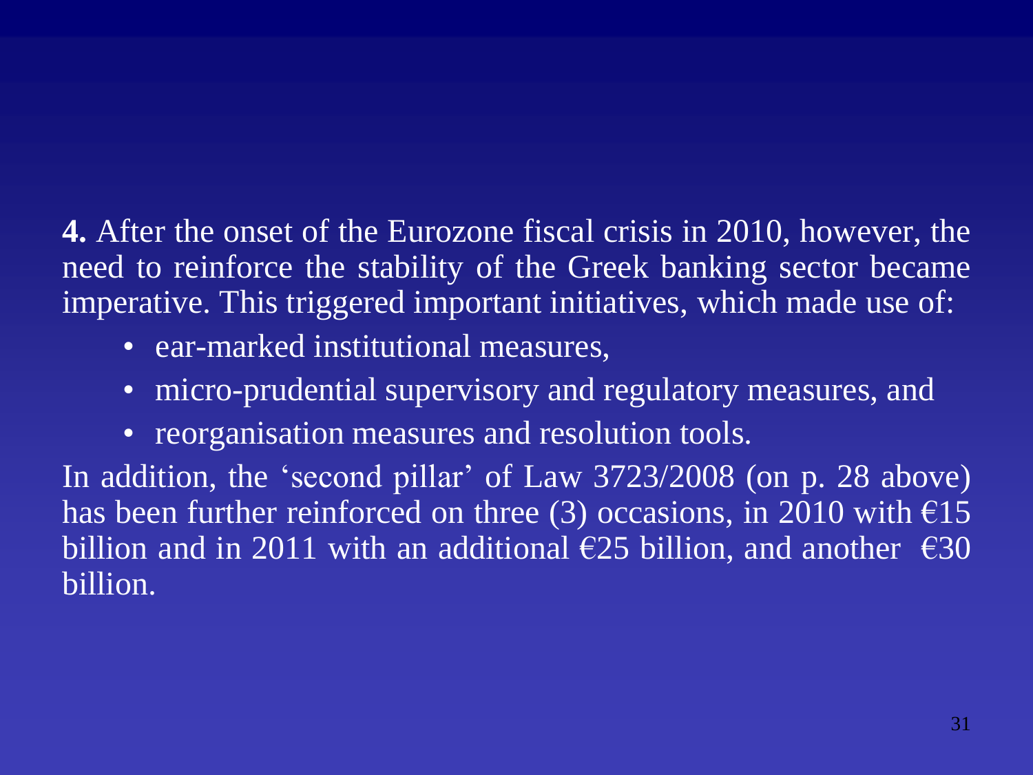**4.** After the onset of the Eurozone fiscal crisis in 2010, however, the need to reinforce the stability of the Greek banking sector became imperative. This triggered important initiatives, which made use of:

- ear-marked institutional measures,
- micro-prudential supervisory and regulatory measures, and
- reorganisation measures and resolution tools.

In addition, the 'second pillar' of Law 3723/2008 (on p. 28 above) has been further reinforced on three (3) occasions, in 2010 with €15 billion and in 2011 with an additional €25 billion, and another €30 billion.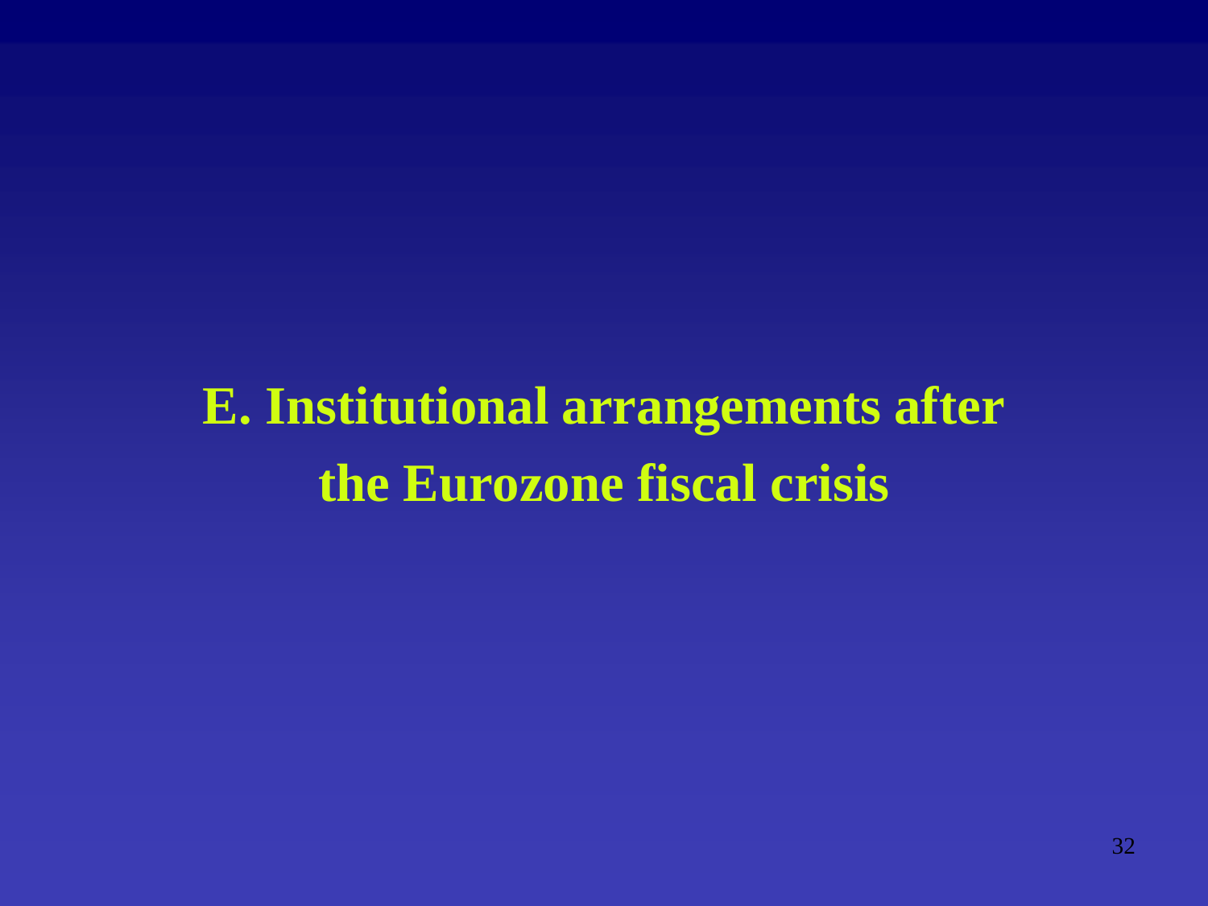# E. Institutional arrangements after the Eurozone fiscal crisis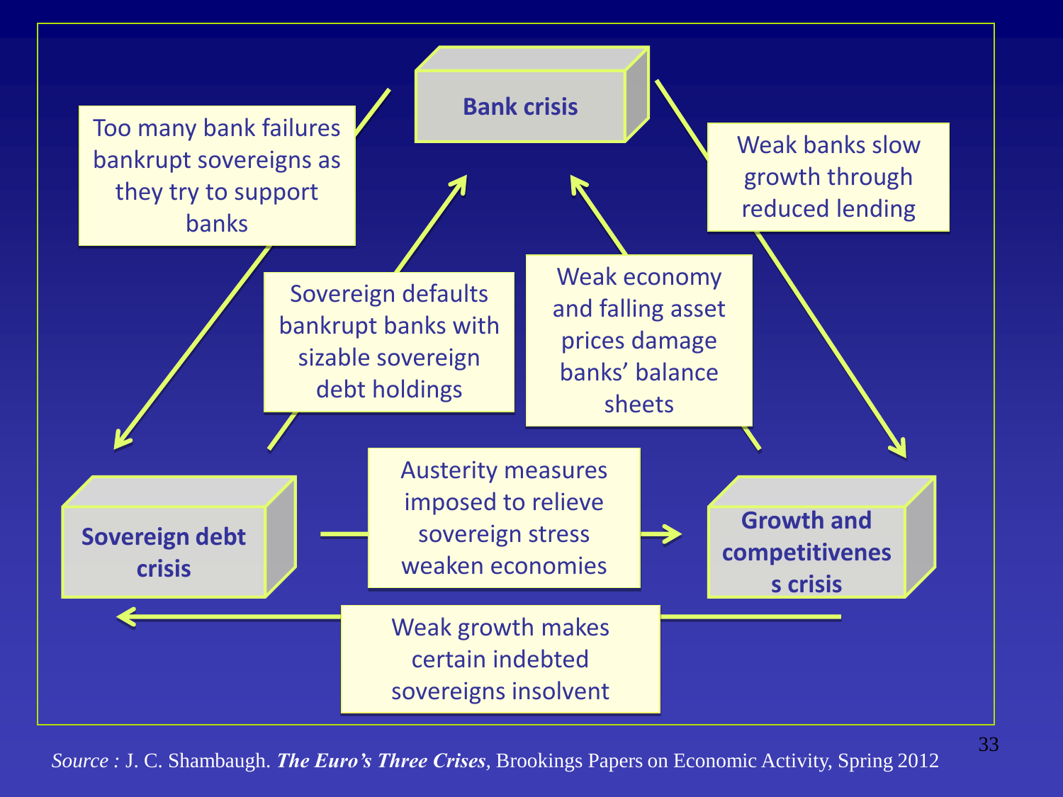**Bank crisis**

**Sovereign debt crisis**

**Growth and competitivenes s crisis**

Too many bank failures bankrupt sovereigns as they try to support banks

Weak banks slow growth through reduced lending

Sovereign defaults bankrupt banks with sizable sovereign debt holdings

Weak economy and falling asset prices damage banks' balance sheets

Austerity measures imposed to relieve sovereign stress weaken economies

Weak growth makes certain indebted sovereigns insolvent

*Source :* J. C. Shambaugh. ***The Euro's Three Crises***, Brookings Papers on Economic Activity, Spring 2012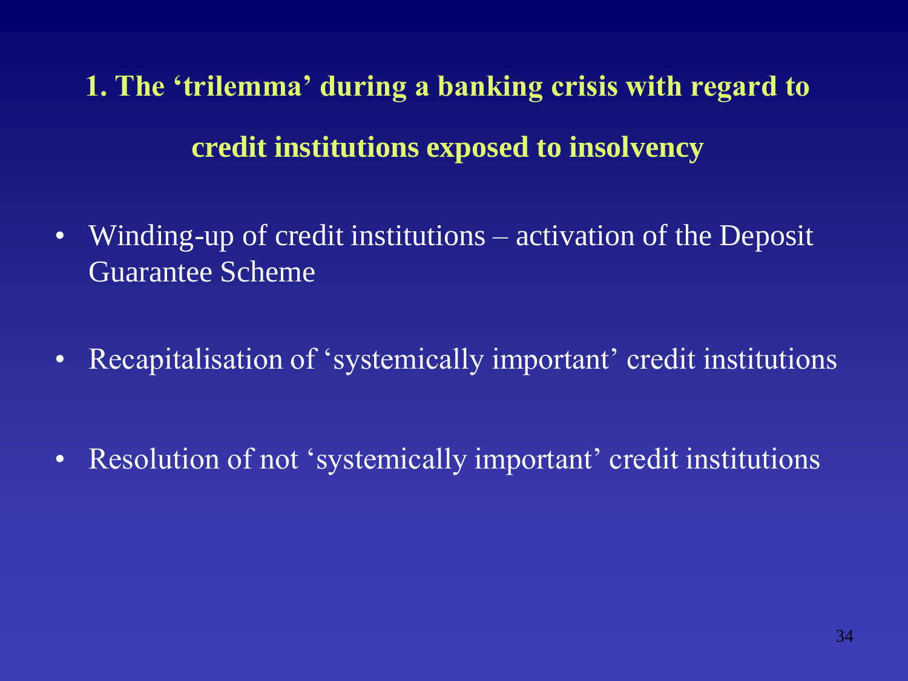## 1. The 'trilemma' during a banking crisis with regard to credit institutions exposed to insolvency

- Winding-up of credit institutions – activation of the Deposit Guarantee Scheme
- Recapitalisation of 'systemically important' credit institutions
- Resolution of not 'systemically important' credit institutions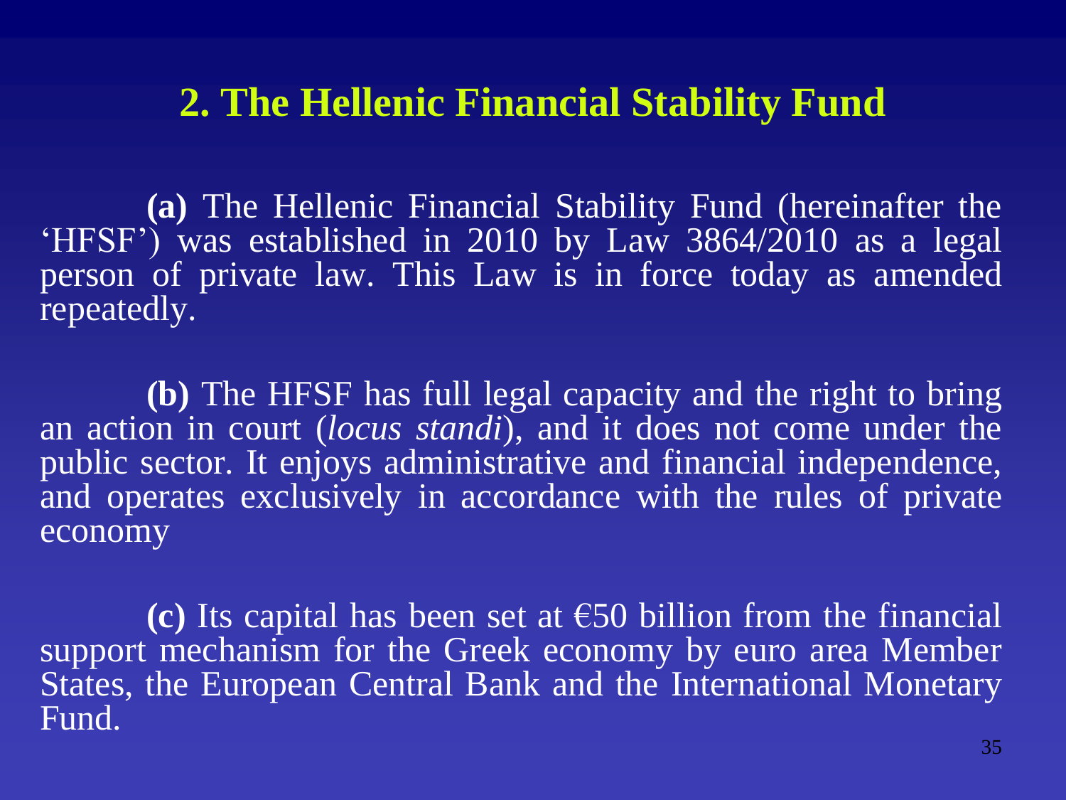## 2. The Hellenic Financial Stability Fund

**(a)** The Hellenic Financial Stability Fund (hereinafter the 'HFSF') was established in 2010 by Law 3864/2010 as a legal person of private law. This Law is in force today as amended repeatedly.

**(b)** The HFSF has full legal capacity and the right to bring an action in court (*locus standi*), and it does not come under the public sector. It enjoys administrative and financial independence, and operates exclusively in accordance with the rules of private economy

**(c)** Its capital has been set at €50 billion from the financial support mechanism for the Greek economy by euro area Member States, the European Central Bank and the International Monetary Fund.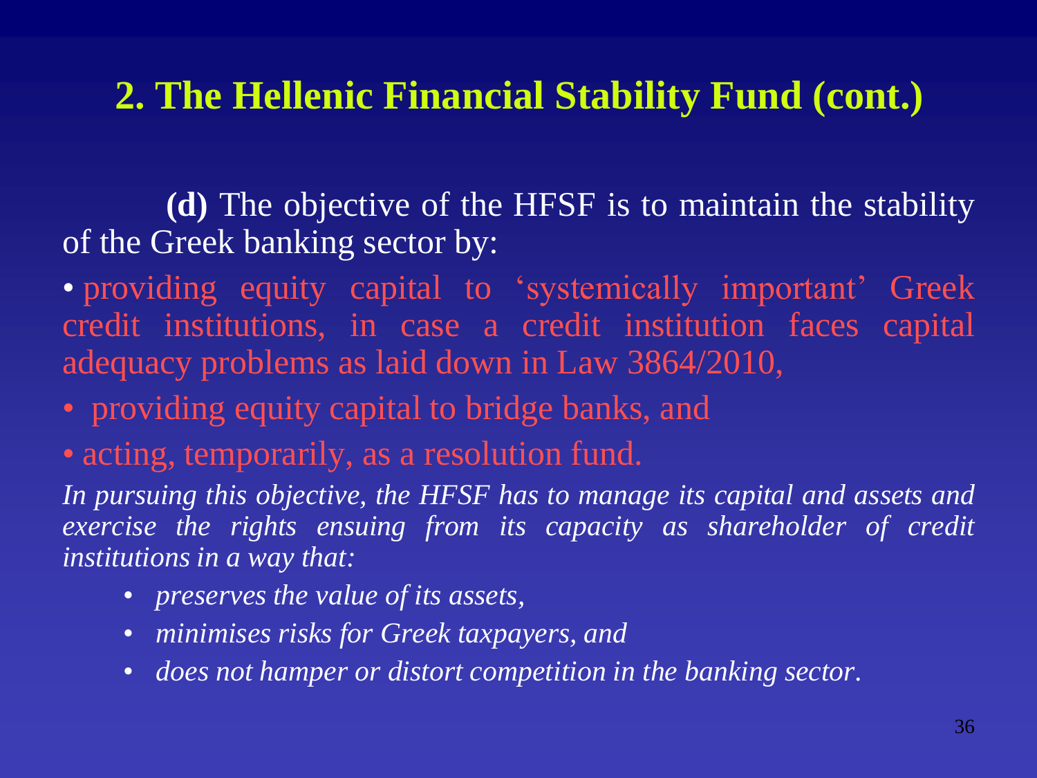## 2. The Hellenic Financial Stability Fund (cont.)

**(d)** The objective of the HFSF is to maintain the stability of the Greek banking sector by:

- providing equity capital to 'systemically important' Greek credit institutions, in case a credit institution faces capital adequacy problems as laid down in Law 3864/2010,
- providing equity capital to bridge banks, and
- acting, temporarily, as a resolution fund.

*In pursuing this objective, the HFSF has to manage its capital and assets and exercise the rights ensuing from its capacity as shareholder of credit institutions in a way that:*

- *preserves the value of its assets,*
- *minimises risks for Greek taxpayers, and*
- *does not hamper or distort competition in the banking sector.*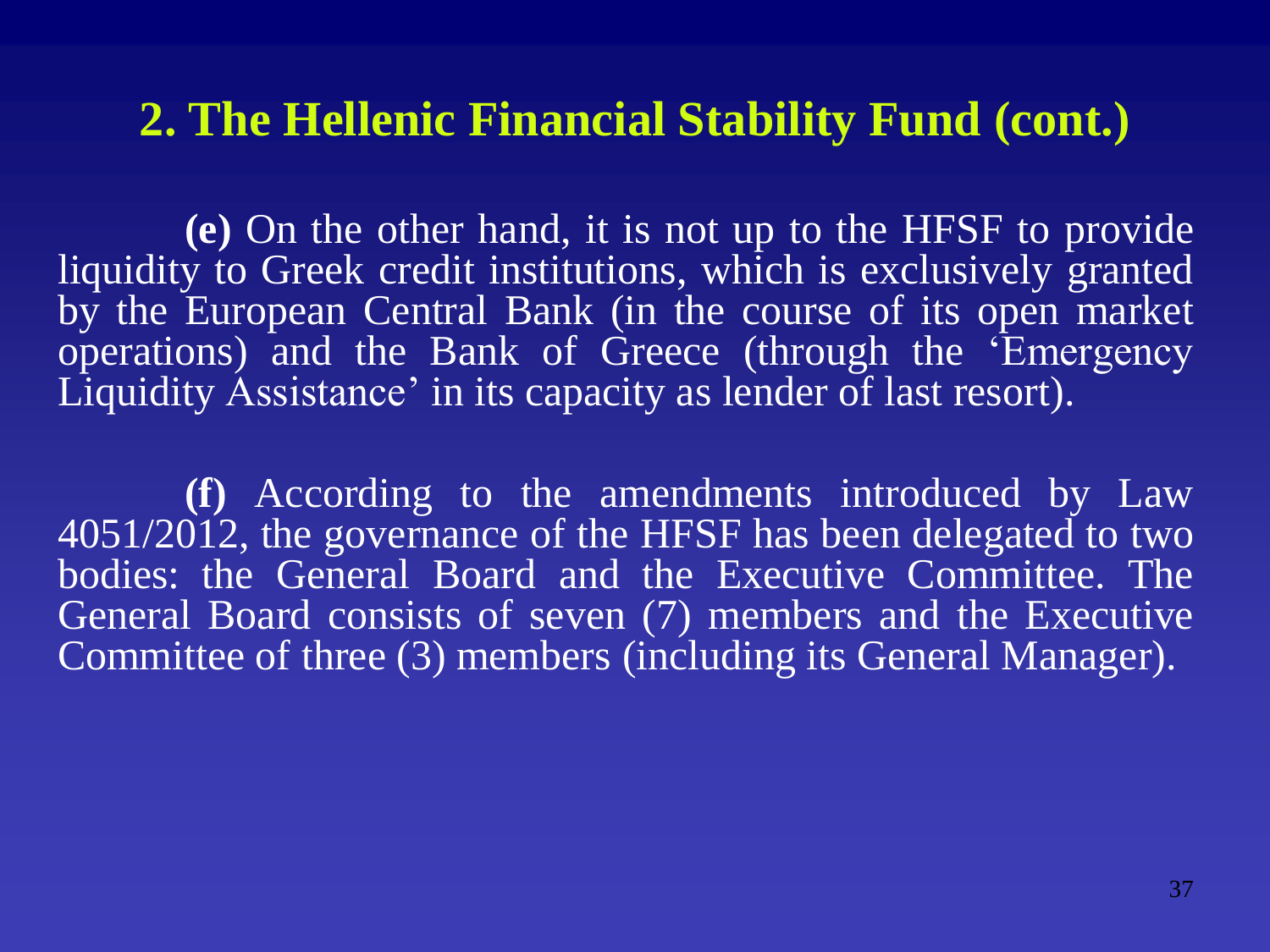## 2. The Hellenic Financial Stability Fund (cont.)

**(e)** On the other hand, it is not up to the HFSF to provide liquidity to Greek credit institutions, which is exclusively granted by the European Central Bank (in the course of its open market operations) and the Bank of Greece (through the 'Emergency Liquidity Assistance' in its capacity as lender of last resort).

**(f)** According to the amendments introduced by Law 4051/2012, the governance of the HFSF has been delegated to two bodies: the General Board and the Executive Committee. The General Board consists of seven (7) members and the Executive Committee of three (3) members (including its General Manager).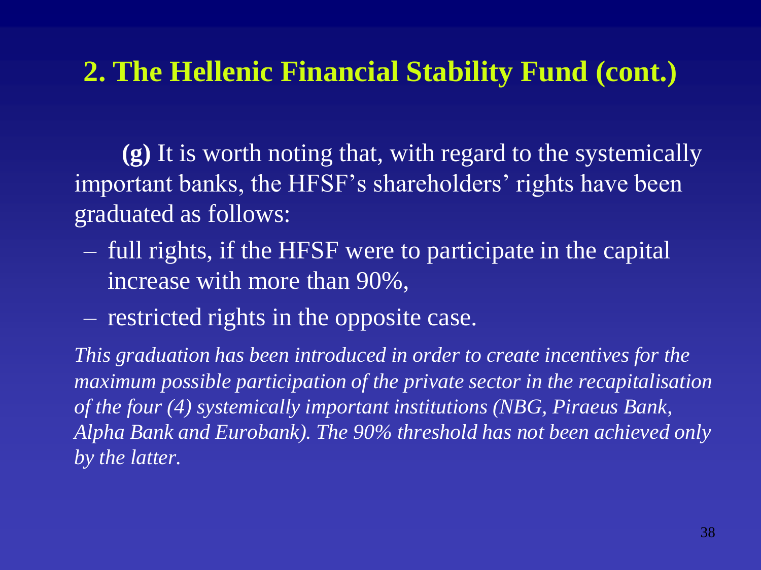## 2. The Hellenic Financial Stability Fund (cont.)

**(g)** It is worth noting that, with regard to the systemically important banks, the HFSF's shareholders' rights have been graduated as follows:

- full rights, if the HFSF were to participate in the capital increase with more than 90%,
- restricted rights in the opposite case.

*This graduation has been introduced in order to create incentives for the maximum possible participation of the private sector in the recapitalisation of the four (4) systemically important institutions (NBG, Piraeus Bank, Alpha Bank and Eurobank). The 90% threshold has not been achieved only by the latter.*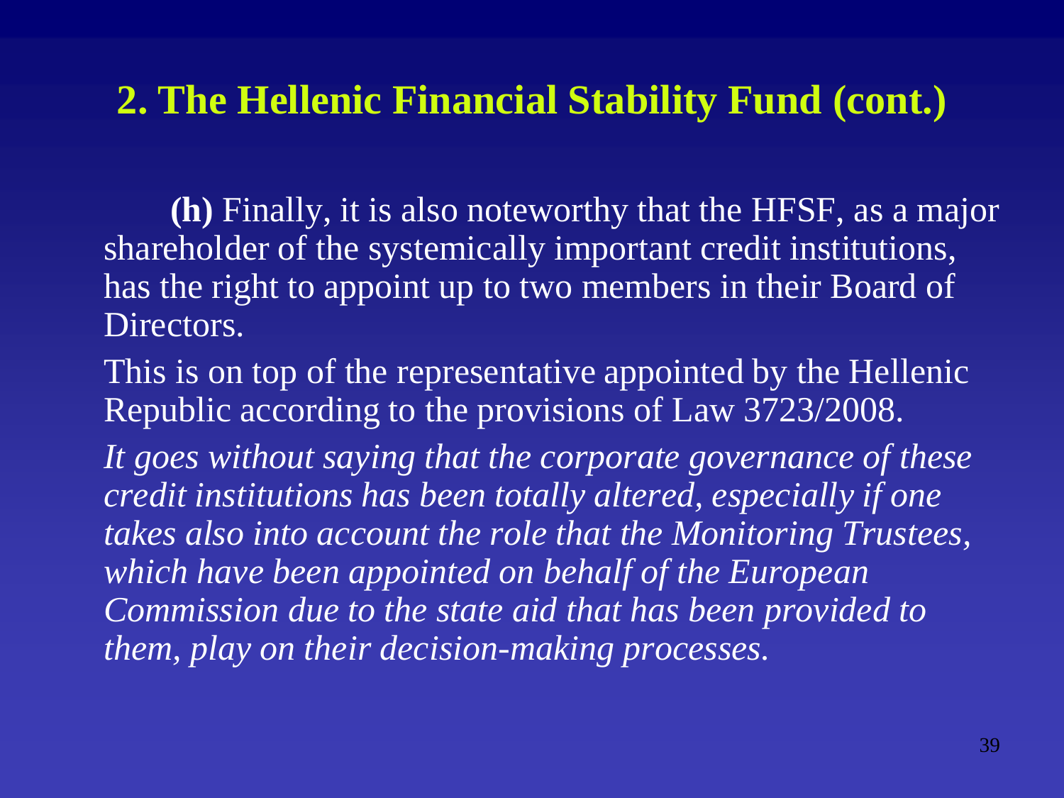## 2. The Hellenic Financial Stability Fund (cont.)

**(h)** Finally, it is also noteworthy that the HFSF, as a major shareholder of the systemically important credit institutions, has the right to appoint up to two members in their Board of Directors.

This is on top of the representative appointed by the Hellenic Republic according to the provisions of Law 3723/2008.

*It goes without saying that the corporate governance of these credit institutions has been totally altered, especially if one takes also into account the role that the Monitoring Trustees, which have been appointed on behalf of the European Commission due to the state aid that has been provided to them, play on their decision-making processes.*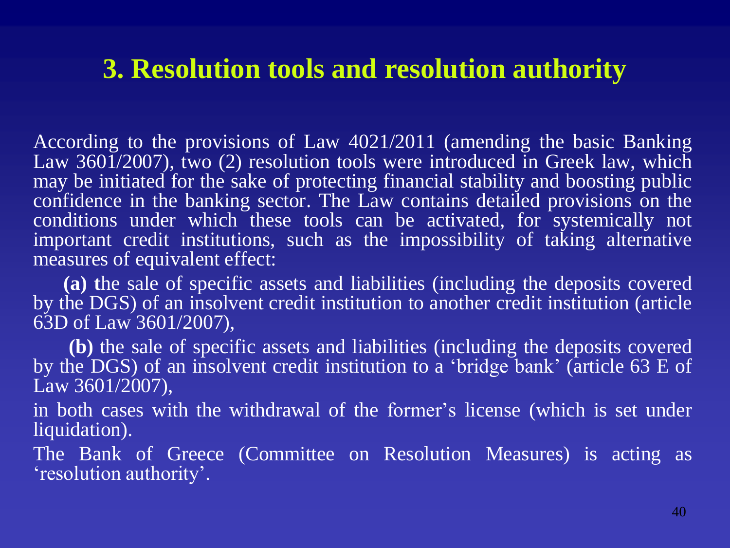# 3. Resolution tools and resolution authority

According to the provisions of Law 4021/2011 (amending the basic Banking Law 3601/2007), two (2) resolution tools were introduced in Greek law, which may be initiated for the sake of protecting financial stability and boosting public confidence in the banking sector. The Law contains detailed provisions on the conditions under which these tools can be activated, for systemically not important credit institutions, such as the impossibility of taking alternative measures of equivalent effect:

**(a) t**he sale of specific assets and liabilities (including the deposits covered by the DGS) of an insolvent credit institution to another credit institution (article 63D of Law 3601/2007),

**(b)** the sale of specific assets and liabilities (including the deposits covered by the DGS) of an insolvent credit institution to a 'bridge bank' (article 63 E of Law 3601/2007),

in both cases with the withdrawal of the former's license (which is set under liquidation).

The Bank of Greece (Committee on Resolution Measures) is acting as 'resolution authority'.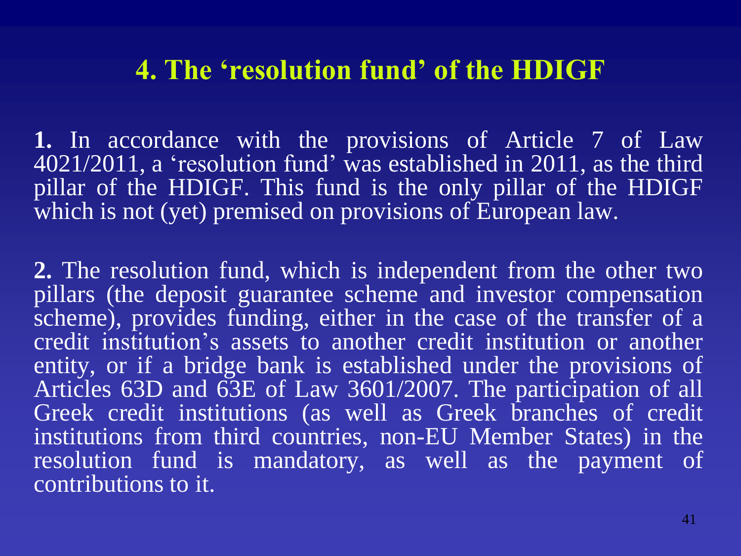## 4. The 'resolution fund' of the HDIGF

**1.** In accordance with the provisions of Article 7 of Law 4021/2011, a 'resolution fund' was established in 2011, as the third pillar of the HDIGF. This fund is the only pillar of the HDIGF which is not (yet) premised on provisions of European law.

**2.** The resolution fund, which is independent from the other two pillars (the deposit guarantee scheme and investor compensation scheme), provides funding, either in the case of the transfer of a credit institution's assets to another credit institution or another entity, or if a bridge bank is established under the provisions of Articles 63D and 63E of Law 3601/2007. The participation of all Greek credit institutions (as well as Greek branches of credit institutions from third countries, non-EU Member States) in the resolution fund is mandatory, as well as the payment of contributions to it.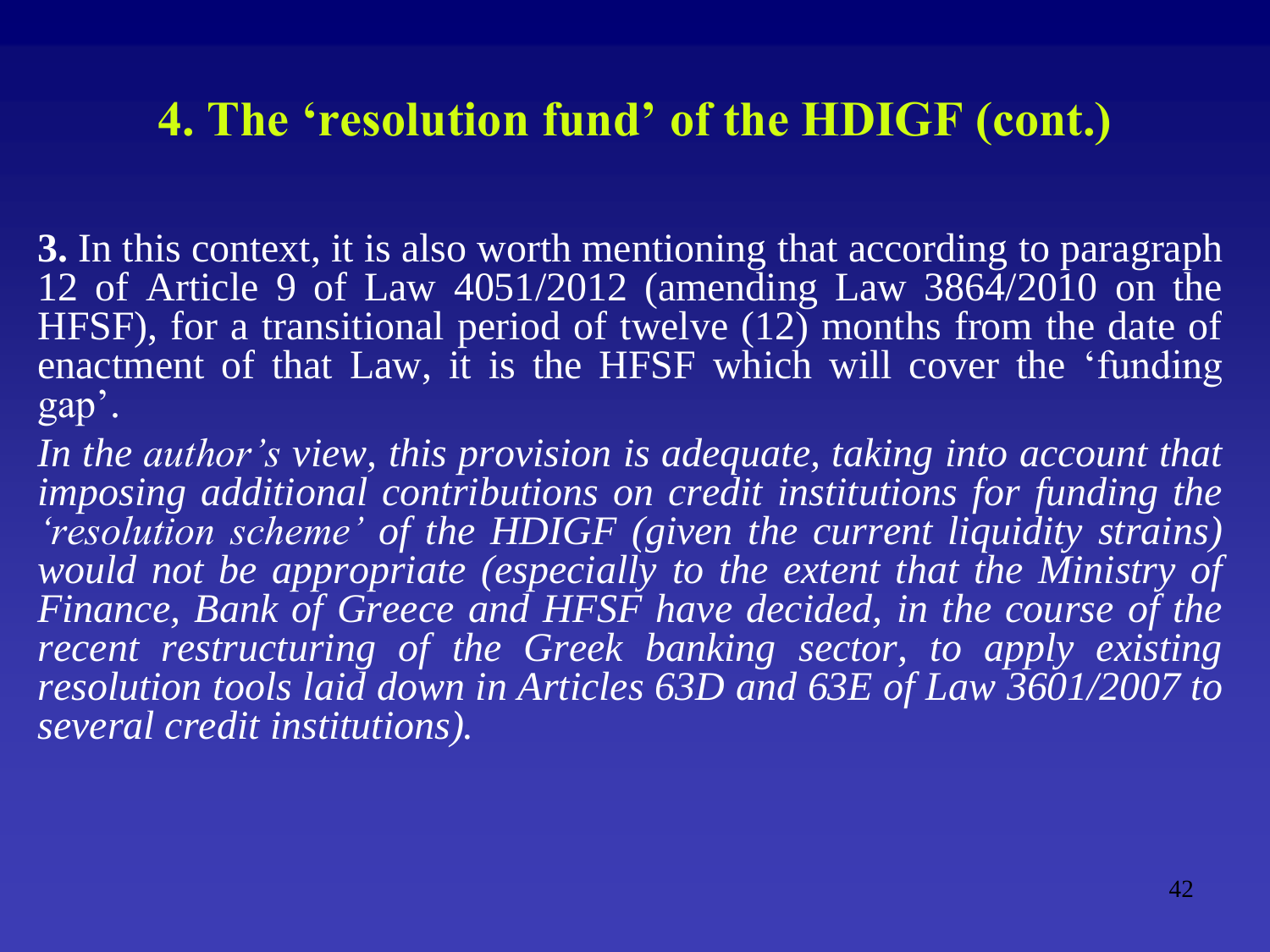## 4. The 'resolution fund' of the HDIGF (cont.)

**3.** In this context, it is also worth mentioning that according to paragraph 12 of Article 9 of Law 4051/2012 (amending Law 3864/2010 on the HFSF), for a transitional period of twelve (12) months from the date of enactment of that Law, it is the HFSF which will cover the 'funding gap'.

*In the author's view, this provision is adequate, taking into account that imposing additional contributions on credit institutions for funding the 'resolution scheme' of the HDIGF (given the current liquidity strains) would not be appropriate (especially to the extent that the Ministry of Finance, Bank of Greece and HFSF have decided, in the course of the recent restructuring of the Greek banking sector, to apply existing resolution tools laid down in Articles 63D and 63E of Law 3601/2007 to several credit institutions).*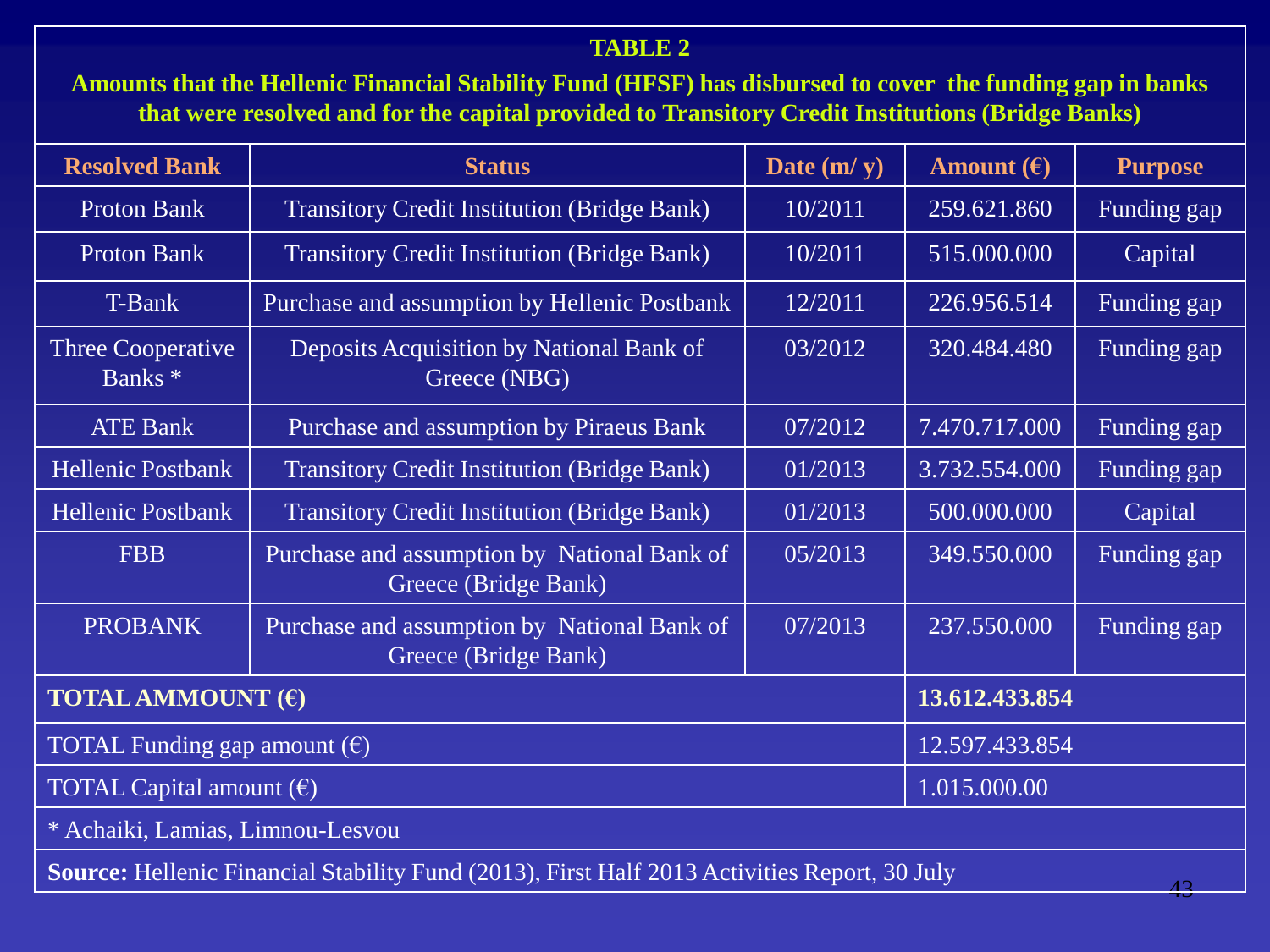**TABLE 2**

**Amounts that the Hellenic Financial Stability Fund (HFSF) has disbursed to cover the funding gap in banks that were resolved and for the capital provided to Transitory Credit Institutions (Bridge Banks)**

| Resolved Bank | Status | Date (m/ y) | Amount (€) | Purpose |
|---|---|---|---|---|
| Proton Bank | Transitory Credit Institution (Bridge Bank) | 10/2011 | 259.621.860 | Funding gap |
| Proton Bank | Transitory Credit Institution (Bridge Bank) | 10/2011 | 515.000.000 | Capital |
| T-Bank | Purchase and assumption by Hellenic Postbank | 12/2011 | 226.956.514 | Funding gap |
| Three Cooperative Banks * | Deposits Acquisition by National Bank of Greece (NBG) | 03/2012 | 320.484.480 | Funding gap |
| ATE Bank | Purchase and assumption by Piraeus Bank | 07/2012 | 7.470.717.000 | Funding gap |
| Hellenic Postbank | Transitory Credit Institution (Bridge Bank) | 01/2013 | 3.732.554.000 | Funding gap |
| Hellenic Postbank | Transitory Credit Institution (Bridge Bank) | 01/2013 | 500.000.000 | Capital |
| FBB | Purchase and assumption by National Bank of Greece (Bridge Bank) | 05/2013 | 349.550.000 | Funding gap |
| PROBANK | Purchase and assumption by National Bank of Greece (Bridge Bank) | 07/2013 | 237.550.000 | Funding gap |
| **TOTAL AMMOUNT (€)** | | | **13.612.433.854** | |
| TOTAL Funding gap amount (€) | | | 12.597.433.854 | |
| TOTAL Capital amount (€) | | | 1.015.000.00 | |

\* Achaiki, Lamias, Limnou-Lesvou

**Source:** Hellenic Financial Stability Fund (2013), First Half 2013 Activities Report, 30 July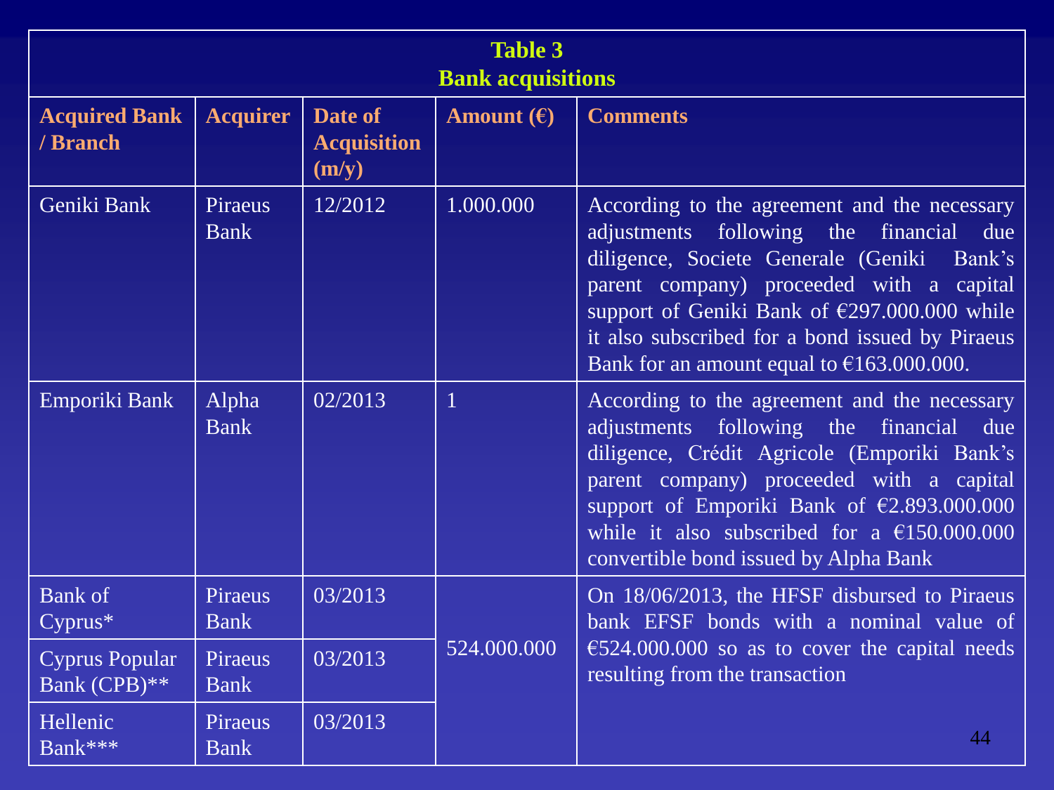**Table 3**
**Bank acquisitions**

| Acquired Bank / Branch | Acquirer | Date of Acquisition (m/y) | Amount (€) | Comments |
|---|---|---|---|---|
| Geniki Bank | Piraeus Bank | 12/2012 | 1.000.000 | According to the agreement and the necessary adjustments following the financial due diligence, Societe Generale (Geniki Bank's parent company) proceeded with a capital support of Geniki Bank of €297.000.000 while it also subscribed for a bond issued by Piraeus Bank for an amount equal to €163.000.000. |
| Emporiki Bank | Alpha Bank | 02/2013 | 1 | According to the agreement and the necessary adjustments following the financial due diligence, Crédit Agricole (Emporiki Bank's parent company) proceeded with a capital support of Emporiki Bank of €2.893.000.000 while it also subscribed for a €150.000.000 convertible bond issued by Alpha Bank |
| Bank of Cyprus* | Piraeus Bank | 03/2013 | 524.000.000 | On 18/06/2013, the HFSF disbursed to Piraeus bank EFSF bonds with a nominal value of €524.000.000 so as to cover the capital needs resulting from the transaction |
| Cyprus Popular Bank (CPB)** | Piraeus Bank | 03/2013 | | |
| Hellenic Bank*** | Piraeus Bank | 03/2013 | | |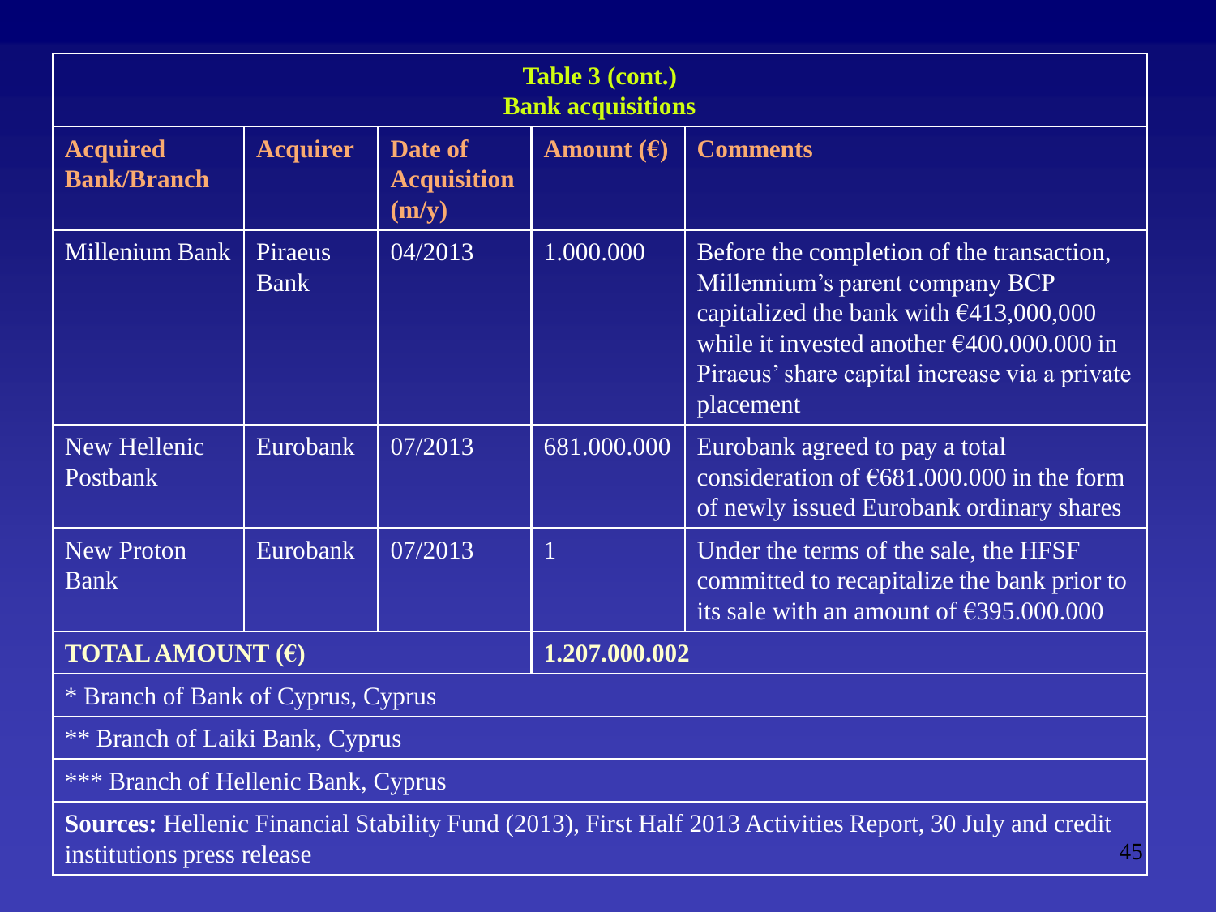**Table 3 (cont.)**
**Bank acquisitions**

| Acquired Bank/Branch | Acquirer | Date of Acquisition (m/y) | Amount (€) | Comments |
|---|---|---|---|---|
| Millenium Bank | Piraeus Bank | 04/2013 | 1.000.000 | Before the completion of the transaction, Millennium's parent company BCP capitalized the bank with €413,000,000 while it invested another €400.000.000 in Piraeus' share capital increase via a private placement |
| New Hellenic Postbank | Eurobank | 07/2013 | 681.000.000 | Eurobank agreed to pay a total consideration of €681.000.000 in the form of newly issued Eurobank ordinary shares |
| New Proton Bank | Eurobank | 07/2013 | 1 | Under the terms of the sale, the HFSF committed to recapitalize the bank prior to its sale with an amount of €395.000.000 |
| **TOTAL AMOUNT (€)** | | | **1.207.000.002** | |

\* Branch of Bank of Cyprus, Cyprus

\*\* Branch of Laiki Bank, Cyprus

\*\*\* Branch of Hellenic Bank, Cyprus

**Sources:** Hellenic Financial Stability Fund (2013), First Half 2013 Activities Report, 30 July and credit institutions press release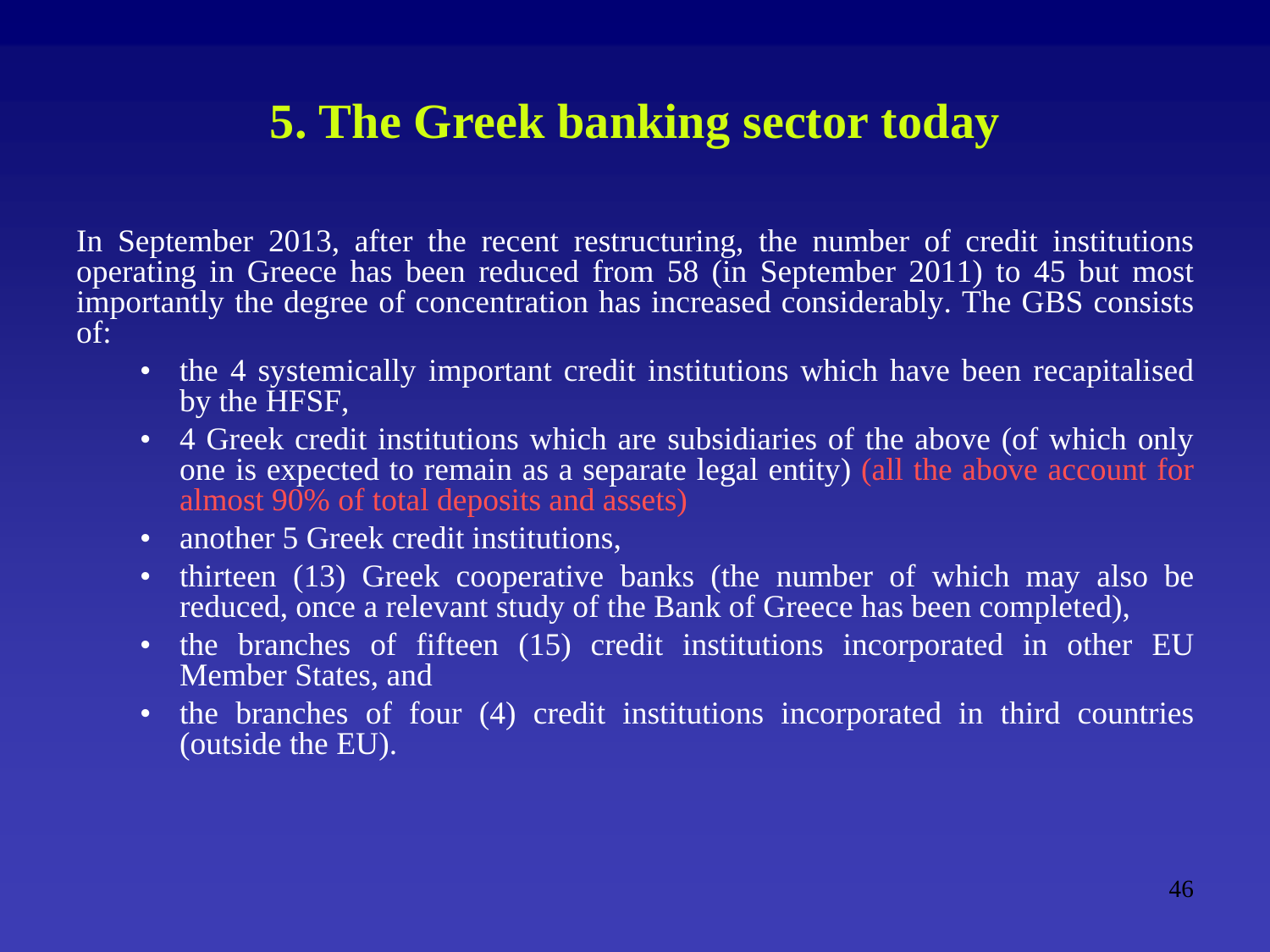# 5. The Greek banking sector today

In September 2013, after the recent restructuring, the number of credit institutions operating in Greece has been reduced from 58 (in September 2011) to 45 but most importantly the degree of concentration has increased considerably. The GBS consists of:

- the 4 systemically important credit institutions which have been recapitalised by the HFSF,
- 4 Greek credit institutions which are subsidiaries of the above (of which only one is expected to remain as a separate legal entity) (all the above account for almost 90% of total deposits and assets)
- another 5 Greek credit institutions,
- thirteen (13) Greek cooperative banks (the number of which may also be reduced, once a relevant study of the Bank of Greece has been completed),
- the branches of fifteen (15) credit institutions incorporated in other EU Member States, and
- the branches of four (4) credit institutions incorporated in third countries (outside the EU).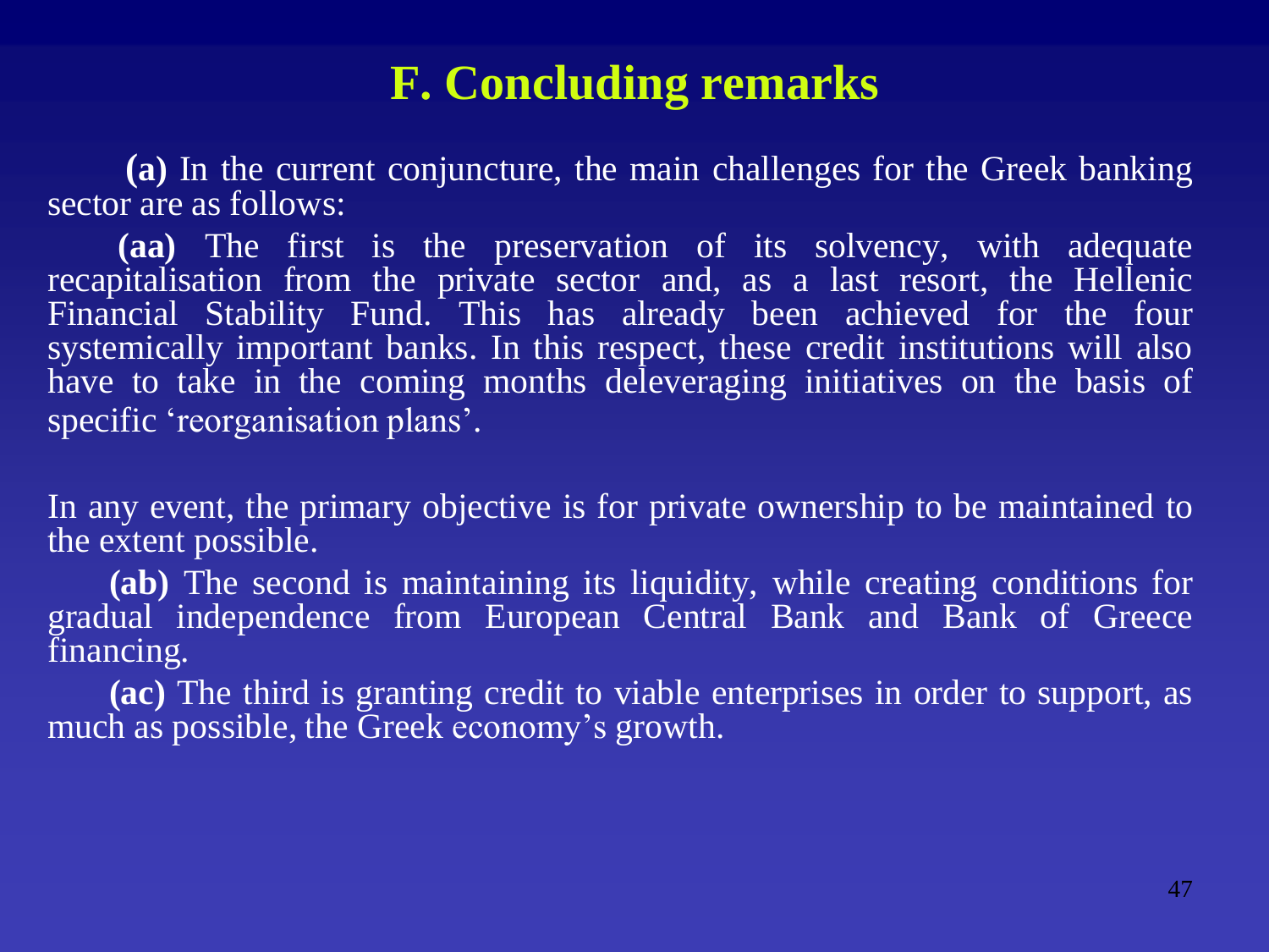# F. Concluding remarks

**(a)** In the current conjuncture, the main challenges for the Greek banking sector are as follows:

**(aa)** The first is the preservation of its solvency, with adequate recapitalisation from the private sector and, as a last resort, the Hellenic Financial Stability Fund. This has already been achieved for the four systemically important banks. In this respect, these credit institutions will also have to take in the coming months deleveraging initiatives on the basis of specific 'reorganisation plans'.

In any event, the primary objective is for private ownership to be maintained to the extent possible.

**(ab)** The second is maintaining its liquidity, while creating conditions for gradual independence from European Central Bank and Bank of Greece financing.

**(ac)** The third is granting credit to viable enterprises in order to support, as much as possible, the Greek economy's growth.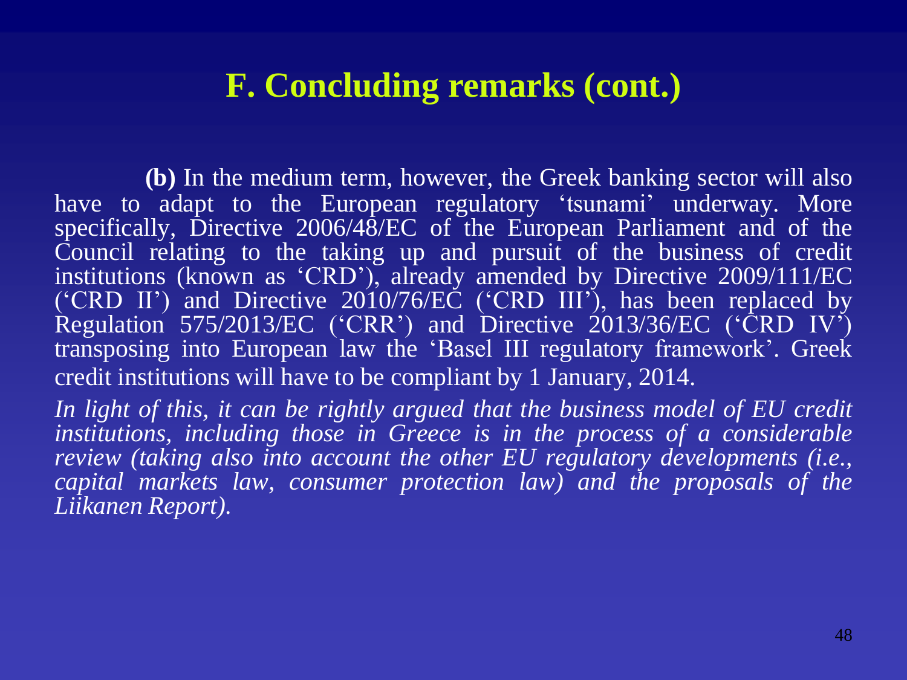# F. Concluding remarks (cont.)

**(b)** In the medium term, however, the Greek banking sector will also have to adapt to the European regulatory 'tsunami' underway. More specifically, Directive 2006/48/EC of the European Parliament and of the Council relating to the taking up and pursuit of the business of credit institutions (known as 'CRD'), already amended by Directive 2009/111/EC ('CRD II') and Directive 2010/76/EC ('CRD III'), has been replaced by Regulation 575/2013/EC ('CRR') and Directive 2013/36/EC ('CRD IV') transposing into European law the 'Basel III regulatory framework'. Greek credit institutions will have to be compliant by 1 January, 2014.

*In light of this, it can be rightly argued that the business model of EU credit institutions, including those in Greece is in the process of a considerable review (taking also into account the other EU regulatory developments (i.e., capital markets law, consumer protection law) and the proposals of the Liikanen Report).*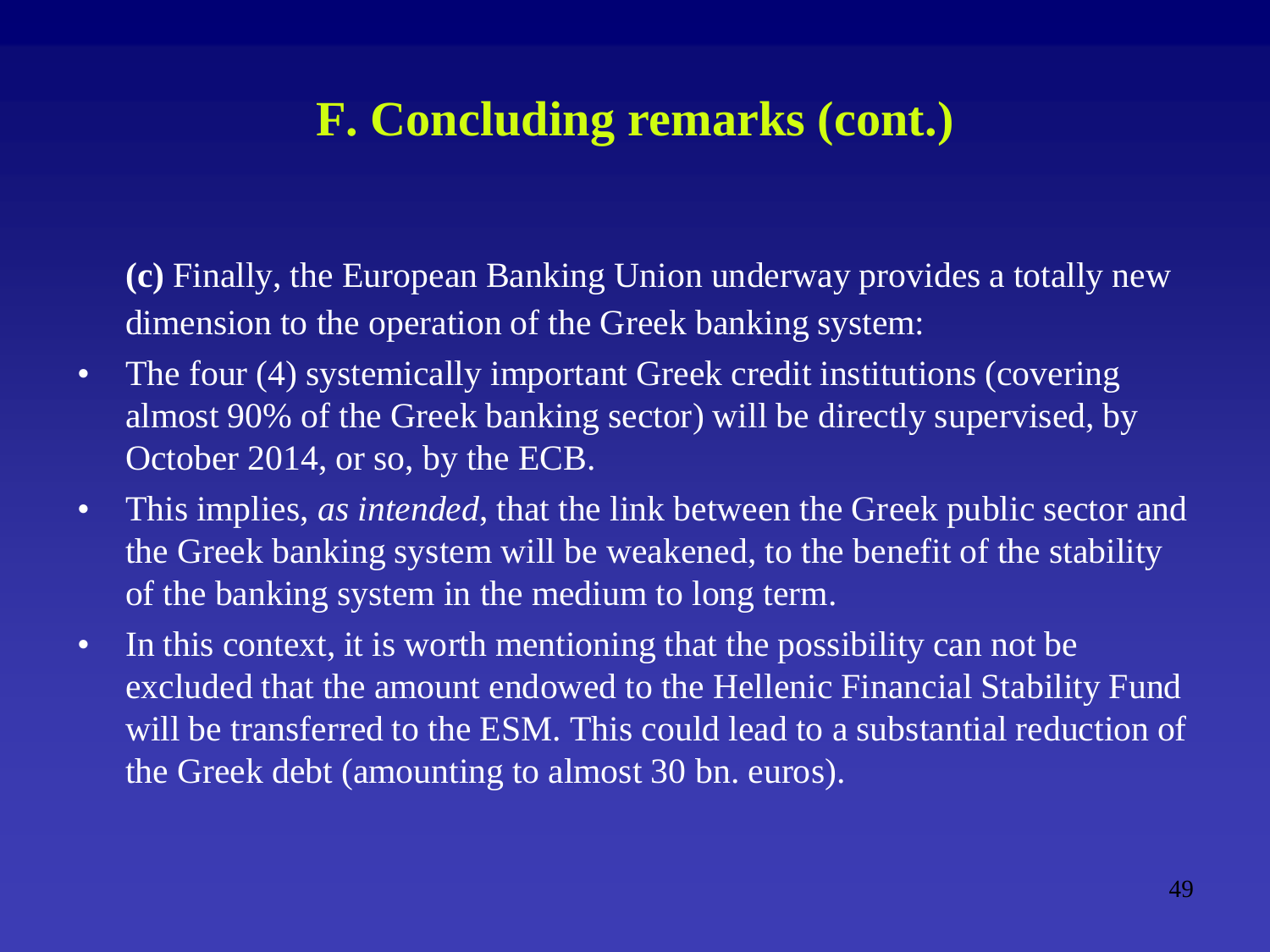# F. Concluding remarks (cont.)

**(c)** Finally, the European Banking Union underway provides a totally new dimension to the operation of the Greek banking system:

- The four (4) systemically important Greek credit institutions (covering almost 90% of the Greek banking sector) will be directly supervised, by October 2014, or so, by the ECB.
- This implies, *as intended*, that the link between the Greek public sector and the Greek banking system will be weakened, to the benefit of the stability of the banking system in the medium to long term.
- In this context, it is worth mentioning that the possibility can not be excluded that the amount endowed to the Hellenic Financial Stability Fund will be transferred to the ESM. This could lead to a substantial reduction of the Greek debt (amounting to almost 30 bn. euros).